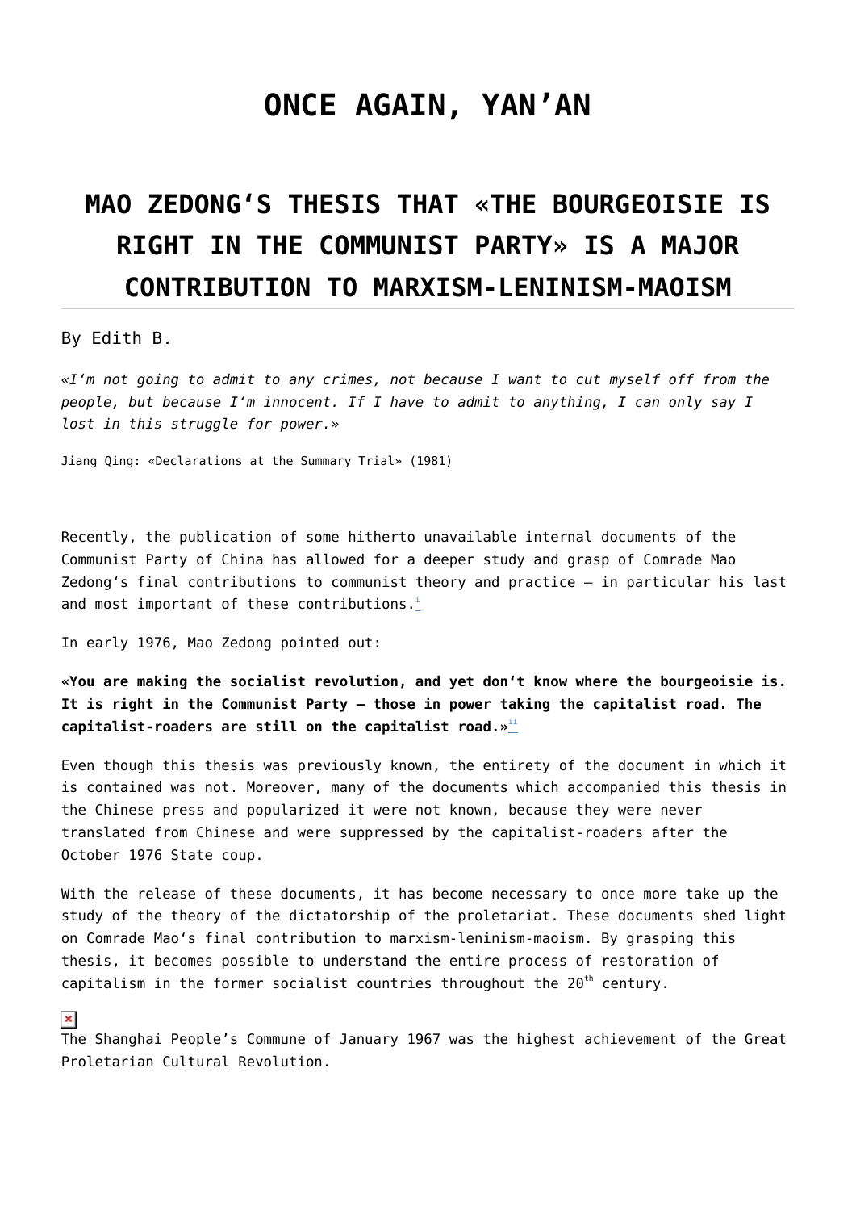# ONCE AGAIN, YAN'AN

## MAO ZEDONG'S THESIS THAT «THE BOURGEOISIE IS RIGHT IN THE COMMUNIST PARTY» IS A MAJOR CONTRIBUTION TO MARXISM-LENINISM-MAOISM

By Edith B.

*«I'm not going to admit to any crimes, not because I want to cut myself off from the people, but because I'm innocent. If I have to admit to anything, I can only say I lost in this struggle for power.»*

Jiang Qing: «Declarations at the Summary Trial» (1981)

Recently, the publication of some hitherto unavailable internal documents of the Communist Party of China has allowed for a deeper study and grasp of Comrade Mao Zedong's final contributions to communist theory and practice – in particular his last and most important of these contributions.[i]

In early 1976, Mao Zedong pointed out:

**«You are making the socialist revolution, and yet don't know where the bourgeoisie is. It is right in the Communist Party – those in power taking the capitalist road. The capitalist-roaders are still on the capitalist road.»**[ii]

Even though this thesis was previously known, the entirety of the document in which it is contained was not. Moreover, many of the documents which accompanied this thesis in the Chinese press and popularized it were not known, because they were never translated from Chinese and were suppressed by the capitalist-roaders after the October 1976 State coup.

With the release of these documents, it has become necessary to once more take up the study of the theory of the dictatorship of the proletariat. These documents shed light on Comrade Mao's final contribution to marxism-leninism-maoism. By grasping this thesis, it becomes possible to understand the entire process of restoration of capitalism in the former socialist countries throughout the 20th century.

The Shanghai People's Commune of January 1967 was the highest achievement of the Great Proletarian Cultural Revolution.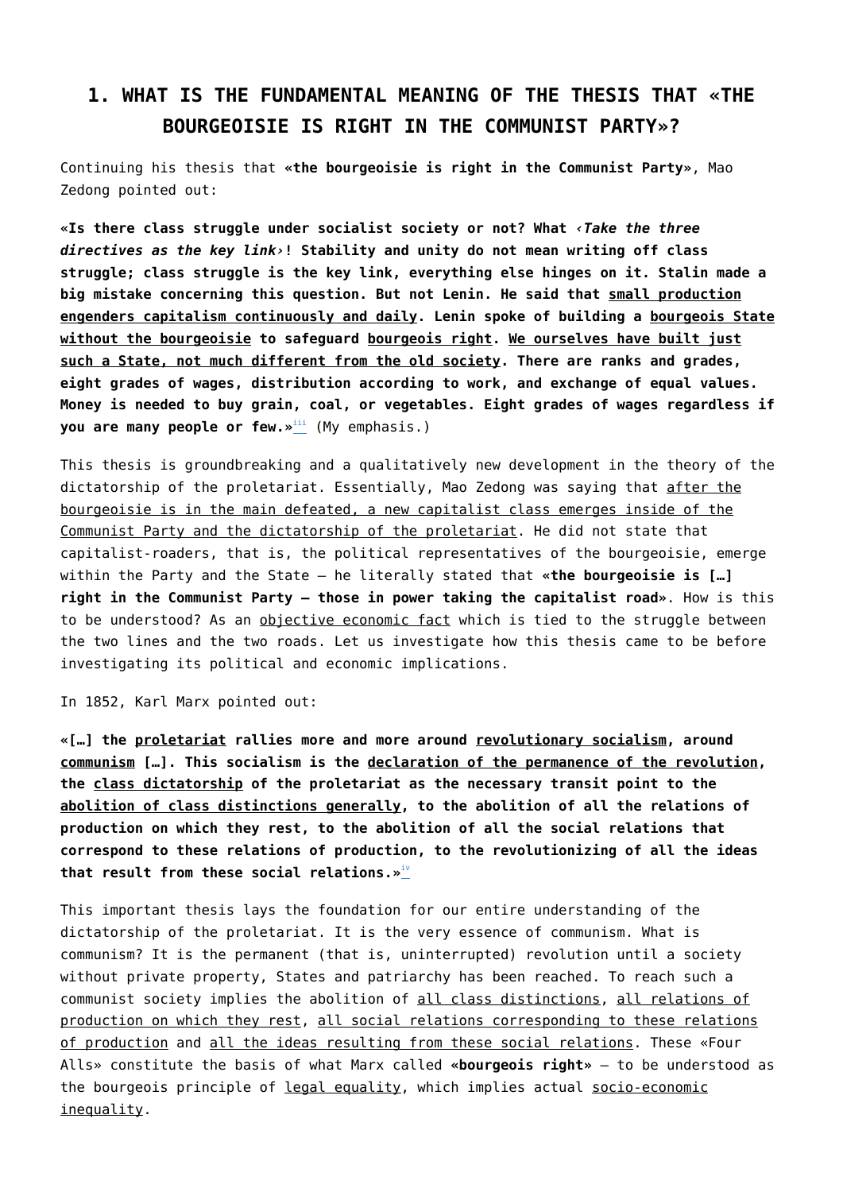## 1. WHAT IS THE FUNDAMENTAL MEANING OF THE THESIS THAT «THE BOURGEOISIE IS RIGHT IN THE COMMUNIST PARTY»?

Continuing his thesis that «**the bourgeoisie is right in the Communist Party**», Mao Zedong pointed out:

**«Is there class struggle under socialist society or not? What ‹*Take the three directives as the key link*›! Stability and unity do not mean writing off class struggle; class struggle is the key link, everything else hinges on it. Stalin made a big mistake concerning this question. But not Lenin. He said that <u>small production engenders capitalism continuously and daily</u>. Lenin spoke of building a <u>bourgeois State without the bourgeoisie</u> to safeguard <u>bourgeois right</u>. <u>We ourselves have built just such a State, not much different from the old society</u>. There are ranks and grades, eight grades of wages, distribution according to work, and exchange of equal values. Money is needed to buy grain, coal, or vegetables. Eight grades of wages regardless if you are many people or few.»**[iii] (My emphasis.)

This thesis is groundbreaking and a qualitatively new development in the theory of the dictatorship of the proletariat. Essentially, Mao Zedong was saying that <u>after the bourgeoisie is in the main defeated, a new capitalist class emerges inside of the Communist Party and the dictatorship of the proletariat</u>. He did not state that capitalist-roaders, that is, the political representatives of the bourgeoisie, emerge within the Party and the State – he literally stated that «**the bourgeoisie is […] right in the Communist Party – those in power taking the capitalist road**». How is this to be understood? As an <u>objective economic fact</u> which is tied to the struggle between the two lines and the two roads. Let us investigate how this thesis came to be before investigating its political and economic implications.

In 1852, Karl Marx pointed out:

**«[…] the <u>proletariat</u> rallies more and more around <u>revolutionary socialism</u>, around <u>communism</u> […]. This socialism is the <u>declaration of the permanence of the revolution</u>, the <u>class dictatorship</u> of the proletariat as the necessary transit point to the <u>abolition of class distinctions generally</u>, to the abolition of all the relations of production on which they rest, to the abolition of all the social relations that correspond to these relations of production, to the revolutionizing of all the ideas that result from these social relations.»**[iv]

This important thesis lays the foundation for our entire understanding of the dictatorship of the proletariat. It is the very essence of communism. What is communism? It is the permanent (that is, uninterrupted) revolution until a society without private property, States and patriarchy has been reached. To reach such a communist society implies the abolition of <u>all class distinctions</u>, <u>all relations of production on which they rest</u>, <u>all social relations corresponding to these relations of production</u> and <u>all the ideas resulting from these social relations</u>. These «Four Alls» constitute the basis of what Marx called «**bourgeois right**» – to be understood as the bourgeois principle of <u>legal equality</u>, which implies actual <u>socio-economic inequality</u>.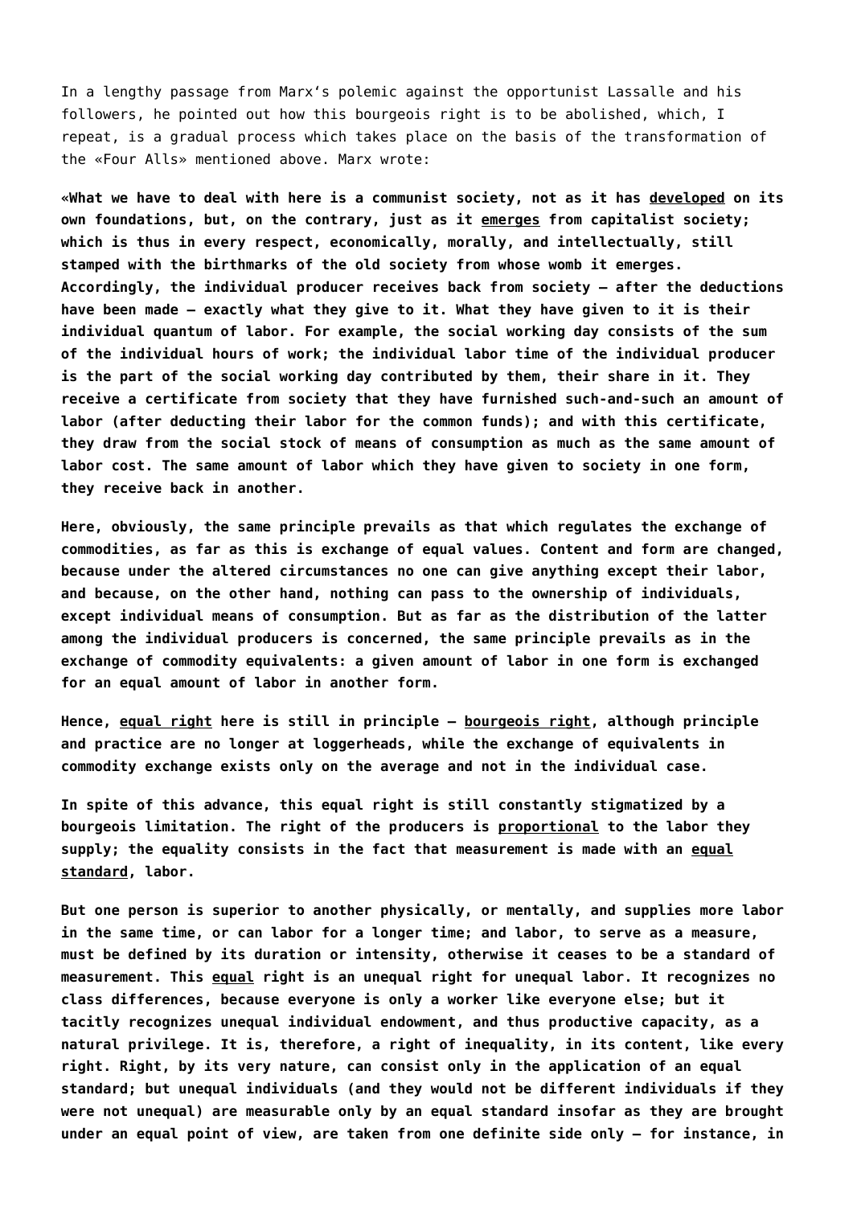In a lengthy passage from Marx's polemic against the opportunist Lassalle and his followers, he pointed out how this bourgeois right is to be abolished, which, I repeat, is a gradual process which takes place on the basis of the transformation of the «Four Alls» mentioned above. Marx wrote:

**«What we have to deal with here is a communist society, not as it has <u>developed</u> on its own foundations, but, on the contrary, just as it <u>emerges</u> from capitalist society; which is thus in every respect, economically, morally, and intellectually, still stamped with the birthmarks of the old society from whose womb it emerges. Accordingly, the individual producer receives back from society – after the deductions have been made – exactly what they give to it. What they have given to it is their individual quantum of labor. For example, the social working day consists of the sum of the individual hours of work; the individual labor time of the individual producer is the part of the social working day contributed by them, their share in it. They receive a certificate from society that they have furnished such-and-such an amount of labor (after deducting their labor for the common funds); and with this certificate, they draw from the social stock of means of consumption as much as the same amount of labor cost. The same amount of labor which they have given to society in one form, they receive back in another.**

**Here, obviously, the same principle prevails as that which regulates the exchange of commodities, as far as this is exchange of equal values. Content and form are changed, because under the altered circumstances no one can give anything except their labor, and because, on the other hand, nothing can pass to the ownership of individuals, except individual means of consumption. But as far as the distribution of the latter among the individual producers is concerned, the same principle prevails as in the exchange of commodity equivalents: a given amount of labor in one form is exchanged for an equal amount of labor in another form.**

**Hence, <u>equal right</u> here is still in principle – <u>bourgeois right</u>, although principle and practice are no longer at loggerheads, while the exchange of equivalents in commodity exchange exists only on the average and not in the individual case.**

**In spite of this advance, this equal right is still constantly stigmatized by a bourgeois limitation. The right of the producers is <u>proportional</u> to the labor they supply; the equality consists in the fact that measurement is made with an <u>equal standard</u>, labor.**

**But one person is superior to another physically, or mentally, and supplies more labor in the same time, or can labor for a longer time; and labor, to serve as a measure, must be defined by its duration or intensity, otherwise it ceases to be a standard of measurement. This <u>equal</u> right is an unequal right for unequal labor. It recognizes no class differences, because everyone is only a worker like everyone else; but it tacitly recognizes unequal individual endowment, and thus productive capacity, as a natural privilege. It is, therefore, a right of inequality, in its content, like every right. Right, by its very nature, can consist only in the application of an equal standard; but unequal individuals (and they would not be different individuals if they were not unequal) are measurable only by an equal standard insofar as they are brought under an equal point of view, are taken from one definite side only – for instance, in**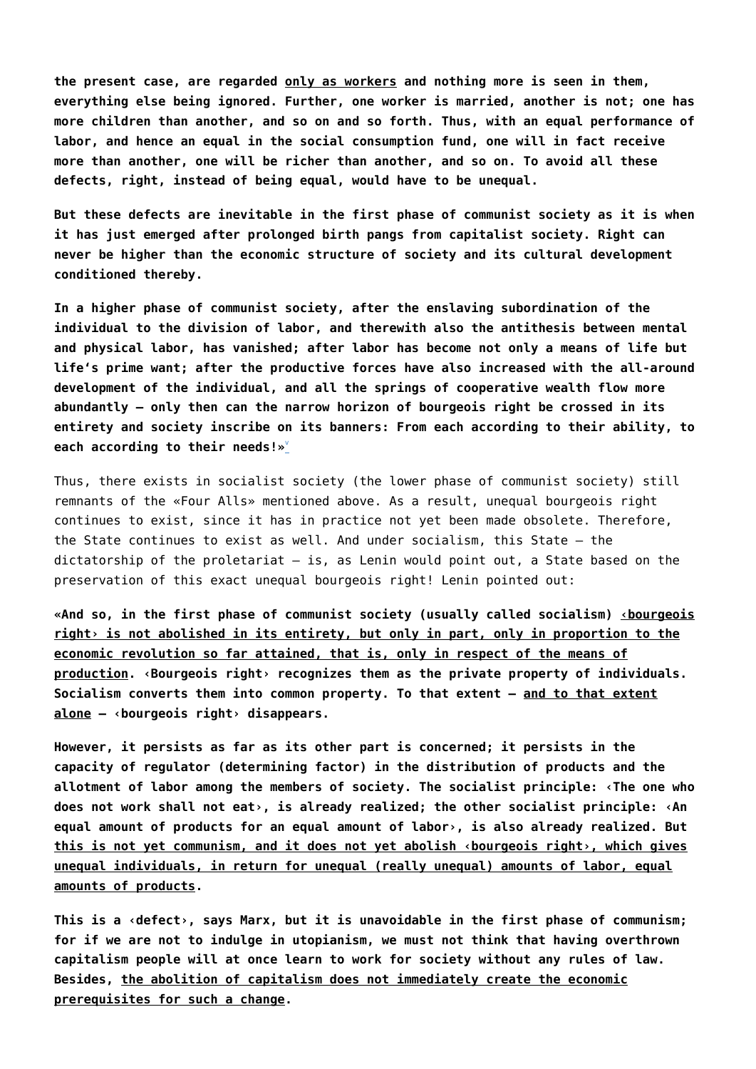**the present case, are regarded <u>only as workers</u> and nothing more is seen in them, everything else being ignored. Further, one worker is married, another is not; one has more children than another, and so on and so forth. Thus, with an equal performance of labor, and hence an equal in the social consumption fund, one will in fact receive more than another, one will be richer than another, and so on. To avoid all these defects, right, instead of being equal, would have to be unequal.**

**But these defects are inevitable in the first phase of communist society as it is when it has just emerged after prolonged birth pangs from capitalist society. Right can never be higher than the economic structure of society and its cultural development conditioned thereby.**

**In a higher phase of communist society, after the enslaving subordination of the individual to the division of labor, and therewith also the antithesis between mental and physical labor, has vanished; after labor has become not only a means of life but life's prime want; after the productive forces have also increased with the all-around development of the individual, and all the springs of cooperative wealth flow more abundantly — only then can the narrow horizon of bourgeois right be crossed in its entirety and society inscribe on its banners: From each according to their ability, to each according to their needs!»**[v]

Thus, there exists in socialist society (the lower phase of communist society) still remnants of the «Four Alls» mentioned above. As a result, unequal bourgeois right continues to exist, since it has in practice not yet been made obsolete. Therefore, the State continues to exist as well. And under socialism, this State — the dictatorship of the proletariat — is, as Lenin would point out, a State based on the preservation of this exact unequal bourgeois right! Lenin pointed out:

**«And so, in the first phase of communist society (usually called socialism) <u>‹bourgeois right› is not abolished in its entirety, but only in part, only in proportion to the economic revolution so far attained, that is, only in respect of the means of production</u>. ‹Bourgeois right› recognizes them as the private property of individuals. Socialism converts them into common property. To that extent — <u>and to that extent alone</u> — ‹bourgeois right› disappears.**

**However, it persists as far as its other part is concerned; it persists in the capacity of regulator (determining factor) in the distribution of products and the allotment of labor among the members of society. The socialist principle: ‹The one who does not work shall not eat›, is already realized; the other socialist principle: ‹An equal amount of products for an equal amount of labor›, is also already realized. But <u>this is not yet communism, and it does not yet abolish ‹bourgeois right›, which gives unequal individuals, in return for unequal (really unequal) amounts of labor, equal amounts of products</u>.**

**This is a ‹defect›, says Marx, but it is unavoidable in the first phase of communism; for if we are not to indulge in utopianism, we must not think that having overthrown capitalism people will at once learn to work for society without any rules of law. Besides, <u>the abolition of capitalism does not immediately create the economic prerequisites for such a change</u>.**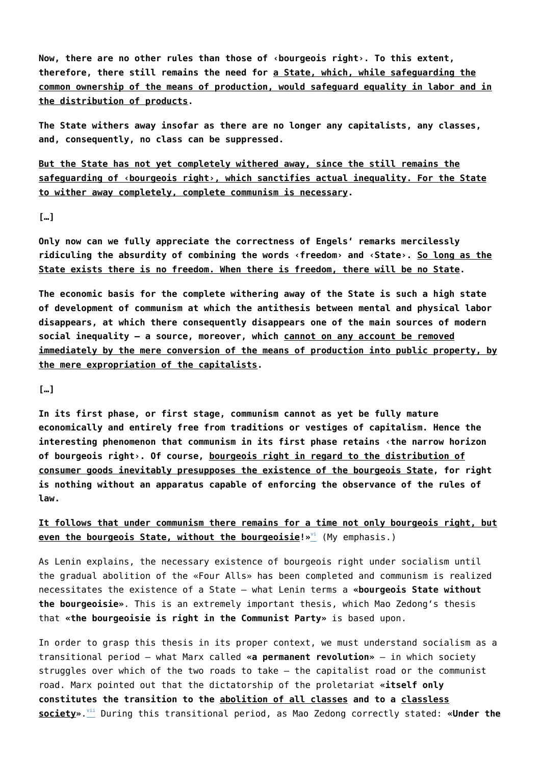**Now, there are no other rules than those of ‹bourgeois right›. To this extent, therefore, there still remains the need for <u>a State, which, while safeguarding the common ownership of the means of production, would safeguard equality in labor and in the distribution of products</u>.**

**The State withers away insofar as there are no longer any capitalists, any classes, and, consequently, no class can be suppressed.**

**<u>But the State has not yet completely withered away, since the still remains the safeguarding of ‹bourgeois right›, which sanctifies actual inequality. For the State to wither away completely, complete communism is necessary</u>.**

**[…]**

**Only now can we fully appreciate the correctness of Engels' remarks mercilessly ridiculing the absurdity of combining the words ‹freedom› and ‹State›. <u>So long as the State exists there is no freedom. When there is freedom, there will be no State</u>.**

**The economic basis for the complete withering away of the State is such a high state of development of communism at which the antithesis between mental and physical labor disappears, at which there consequently disappears one of the main sources of modern social inequality – a source, moreover, which <u>cannot on any account be removed immediately by the mere conversion of the means of production into public property, by the mere expropriation of the capitalists</u>.**

**[…]**

**In its first phase, or first stage, communism cannot as yet be fully mature economically and entirely free from traditions or vestiges of capitalism. Hence the interesting phenomenon that communism in its first phase retains ‹the narrow horizon of bourgeois right›. Of course, <u>bourgeois right in regard to the distribution of consumer goods inevitably presupposes the existence of the bourgeois State</u>, for right is nothing without an apparatus capable of enforcing the observance of the rules of law.**

**<u>It follows that under communism there remains for a time not only bourgeois right, but even the bourgeois State, without the bourgeoisie</u>!»**[vi] (My emphasis.)

As Lenin explains, the necessary existence of bourgeois right under socialism until the gradual abolition of the «Four Alls» has been completed and communism is realized necessitates the existence of a State – what Lenin terms a «**bourgeois State without the bourgeoisie**». This is an extremely important thesis, which Mao Zedong's thesis that «**the bourgeoisie is right in the Communist Party**» is based upon.

In order to grasp this thesis in its proper context, we must understand socialism as a transitional period – what Marx called «**a permanent revolution**» – in which society struggles over which of the two roads to take – the capitalist road or the communist road. Marx pointed out that the dictatorship of the proletariat «**itself only constitutes the transition to the <u>abolition of all classes</u> and to a <u>classless society</u>**».[vii] During this transitional period, as Mao Zedong correctly stated: «**Under the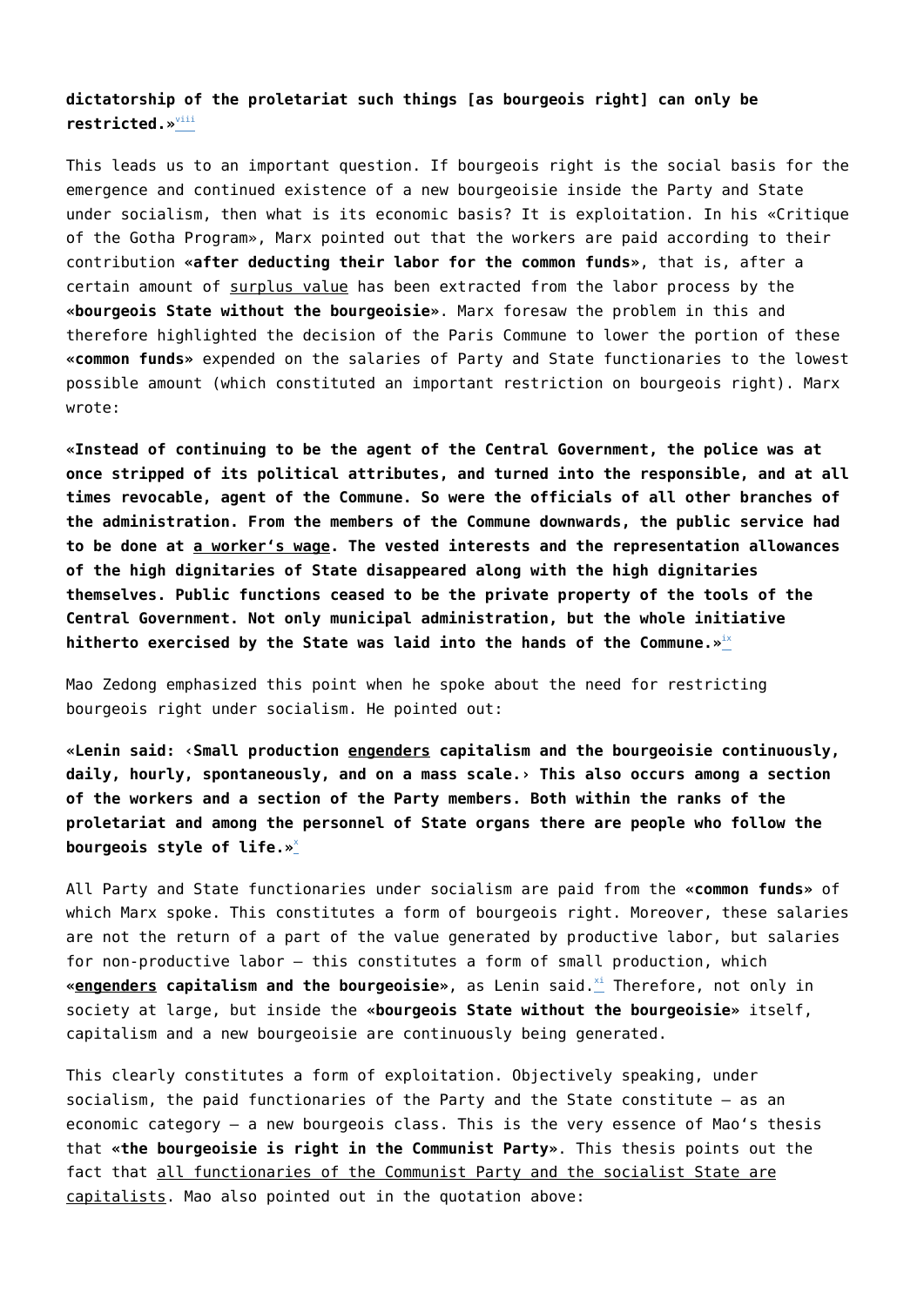**dictatorship of the proletariat such things [as bourgeois right] can only be restricted.»**[viii]

This leads us to an important question. If bourgeois right is the social basis for the emergence and continued existence of a new bourgeoisie inside the Party and State under socialism, then what is its economic basis? It is exploitation. In his «Critique of the Gotha Program», Marx pointed out that the workers are paid according to their contribution «**after deducting their labor for the common funds**», that is, after a certain amount of surplus value has been extracted from the labor process by the «**bourgeois State without the bourgeoisie**». Marx foresaw the problem in this and therefore highlighted the decision of the Paris Commune to lower the portion of these «**common funds**» expended on the salaries of Party and State functionaries to the lowest possible amount (which constituted an important restriction on bourgeois right). Marx wrote:

**«Instead of continuing to be the agent of the Central Government, the police was at once stripped of its political attributes, and turned into the responsible, and at all times revocable, agent of the Commune. So were the officials of all other branches of the administration. From the members of the Commune downwards, the public service had to be done at a worker's wage. The vested interests and the representation allowances of the high dignitaries of State disappeared along with the high dignitaries themselves. Public functions ceased to be the private property of the tools of the Central Government. Not only municipal administration, but the whole initiative hitherto exercised by the State was laid into the hands of the Commune.»**[ix]

Mao Zedong emphasized this point when he spoke about the need for restricting bourgeois right under socialism. He pointed out:

**«Lenin said: ‹Small production engenders capitalism and the bourgeoisie continuously, daily, hourly, spontaneously, and on a mass scale.› This also occurs among a section of the workers and a section of the Party members. Both within the ranks of the proletariat and among the personnel of State organs there are people who follow the bourgeois style of life.»**[x]

All Party and State functionaries under socialism are paid from the «**common funds**» of which Marx spoke. This constitutes a form of bourgeois right. Moreover, these salaries are not the return of a part of the value generated by productive labor, but salaries for non-productive labor – this constitutes a form of small production, which «**engenders capitalism and the bourgeoisie**», as Lenin said.[xi] Therefore, not only in society at large, but inside the «**bourgeois State without the bourgeoisie**» itself, capitalism and a new bourgeoisie are continuously being generated.

This clearly constitutes a form of exploitation. Objectively speaking, under socialism, the paid functionaries of the Party and the State constitute – as an economic category – a new bourgeois class. This is the very essence of Mao's thesis that «**the bourgeoisie is right in the Communist Party**». This thesis points out the fact that all functionaries of the Communist Party and the socialist State are capitalists. Mao also pointed out in the quotation above: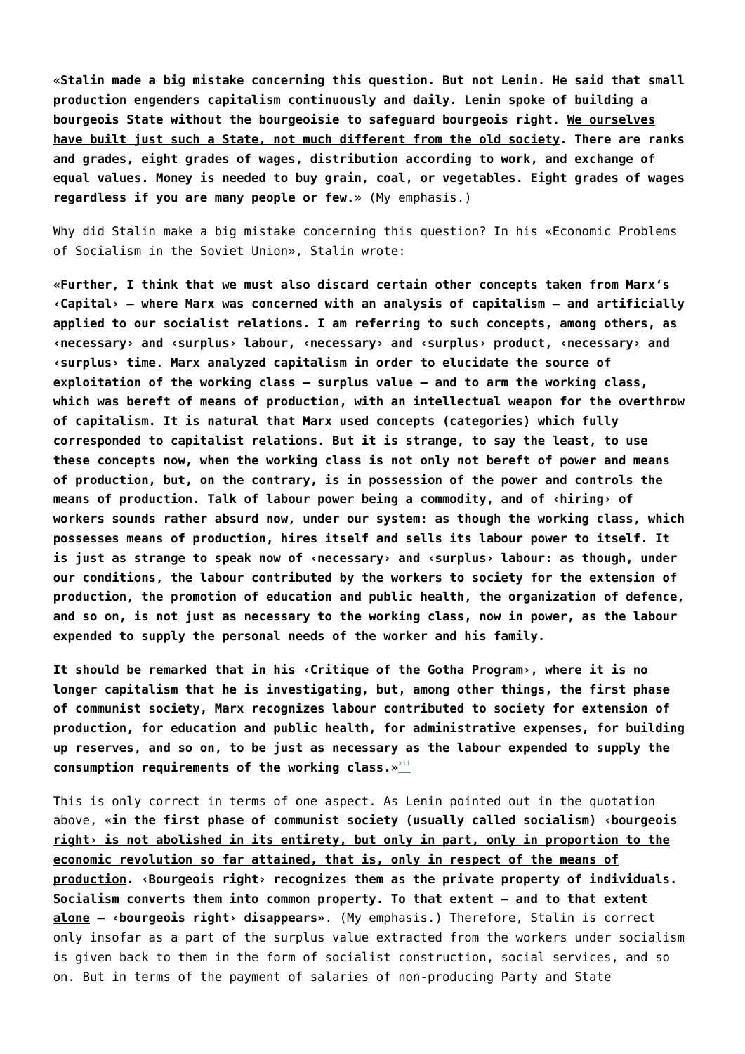**«<u>Stalin made a big mistake concerning this question. But not Lenin</u>. He said that small production engenders capitalism continuously and daily. Lenin spoke of building a bourgeois State without the bourgeoisie to safeguard bourgeois right. <u>We ourselves have built just such a State, not much different from the old society</u>. There are ranks and grades, eight grades of wages, distribution according to work, and exchange of equal values. Money is needed to buy grain, coal, or vegetables. Eight grades of wages regardless if you are many people or few.»** (My emphasis.)

Why did Stalin make a big mistake concerning this question? In his «Economic Problems of Socialism in the Soviet Union», Stalin wrote:

**«Further, I think that we must also discard certain other concepts taken from Marx's ‹Capital› – where Marx was concerned with an analysis of capitalism – and artificially applied to our socialist relations. I am referring to such concepts, among others, as ‹necessary› and ‹surplus› labour, ‹necessary› and ‹surplus› product, ‹necessary› and ‹surplus› time. Marx analyzed capitalism in order to elucidate the source of exploitation of the working class – surplus value – and to arm the working class, which was bereft of means of production, with an intellectual weapon for the overthrow of capitalism. It is natural that Marx used concepts (categories) which fully corresponded to capitalist relations. But it is strange, to say the least, to use these concepts now, when the working class is not only not bereft of power and means of production, but, on the contrary, is in possession of the power and controls the means of production. Talk of labour power being a commodity, and of ‹hiring› of workers sounds rather absurd now, under our system: as though the working class, which possesses means of production, hires itself and sells its labour power to itself. It is just as strange to speak now of ‹necessary› and ‹surplus› labour: as though, under our conditions, the labour contributed by the workers to society for the extension of production, the promotion of education and public health, the organization of defence, and so on, is not just as necessary to the working class, now in power, as the labour expended to supply the personal needs of the worker and his family.**

**It should be remarked that in his ‹Critique of the Gotha Program›, where it is no longer capitalism that he is investigating, but, among other things, the first phase of communist society, Marx recognizes labour contributed to society for extension of production, for education and public health, for administrative expenses, for building up reserves, and so on, to be just as necessary as the labour expended to supply the consumption requirements of the working class.»**[xii]

This is only correct in terms of one aspect. As Lenin pointed out in the quotation above, **«in the first phase of communist society (usually called socialism) <u>‹bourgeois right› is not abolished in its entirety, but only in part, only in proportion to the economic revolution so far attained, that is, only in respect of the means of production</u>. ‹Bourgeois right› recognizes them as the private property of individuals. Socialism converts them into common property. To that extent – <u>and to that extent alone</u> – ‹bourgeois right› disappears»**. (My emphasis.) Therefore, Stalin is correct only insofar as a part of the surplus value extracted from the workers under socialism is given back to them in the form of socialist construction, social services, and so on. But in terms of the payment of salaries of non-producing Party and State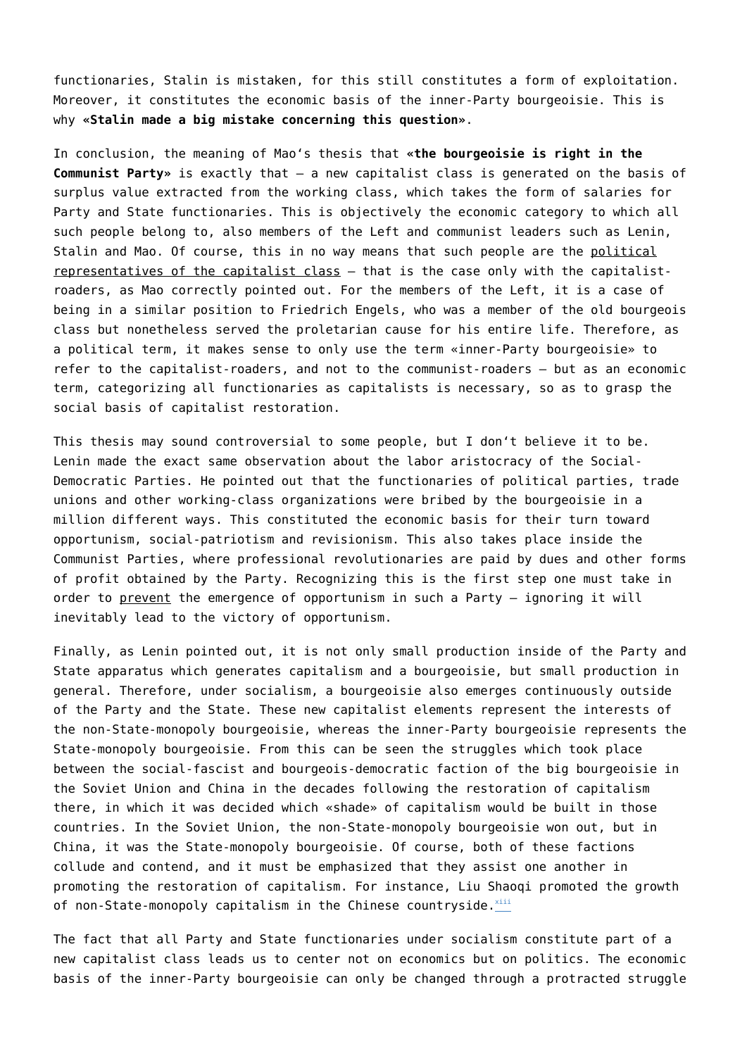functionaries, Stalin is mistaken, for this still constitutes a form of exploitation. Moreover, it constitutes the economic basis of the inner-Party bourgeoisie. This is why «**Stalin made a big mistake concerning this question**».

In conclusion, the meaning of Mao's thesis that «**the bourgeoisie is right in the Communist Party**» is exactly that – a new capitalist class is generated on the basis of surplus value extracted from the working class, which takes the form of salaries for Party and State functionaries. This is objectively the economic category to which all such people belong to, also members of the Left and communist leaders such as Lenin, Stalin and Mao. Of course, this in no way means that such people are the political representatives of the capitalist class – that is the case only with the capitalist-roaders, as Mao correctly pointed out. For the members of the Left, it is a case of being in a similar position to Friedrich Engels, who was a member of the old bourgeois class but nonetheless served the proletarian cause for his entire life. Therefore, as a political term, it makes sense to only use the term «inner-Party bourgeoisie» to refer to the capitalist-roaders, and not to the communist-roaders – but as an economic term, categorizing all functionaries as capitalists is necessary, so as to grasp the social basis of capitalist restoration.

This thesis may sound controversial to some people, but I don't believe it to be. Lenin made the exact same observation about the labor aristocracy of the Social-Democratic Parties. He pointed out that the functionaries of political parties, trade unions and other working-class organizations were bribed by the bourgeoisie in a million different ways. This constituted the economic basis for their turn toward opportunism, social-patriotism and revisionism. This also takes place inside the Communist Parties, where professional revolutionaries are paid by dues and other forms of profit obtained by the Party. Recognizing this is the first step one must take in order to prevent the emergence of opportunism in such a Party – ignoring it will inevitably lead to the victory of opportunism.

Finally, as Lenin pointed out, it is not only small production inside of the Party and State apparatus which generates capitalism and a bourgeoisie, but small production in general. Therefore, under socialism, a bourgeoisie also emerges continuously outside of the Party and the State. These new capitalist elements represent the interests of the non-State-monopoly bourgeoisie, whereas the inner-Party bourgeoisie represents the State-monopoly bourgeoisie. From this can be seen the struggles which took place between the social-fascist and bourgeois-democratic faction of the big bourgeoisie in the Soviet Union and China in the decades following the restoration of capitalism there, in which it was decided which «shade» of capitalism would be built in those countries. In the Soviet Union, the non-State-monopoly bourgeoisie won out, but in China, it was the State-monopoly bourgeoisie. Of course, both of these factions collude and contend, and it must be emphasized that they assist one another in promoting the restoration of capitalism. For instance, Liu Shaoqi promoted the growth of non-State-monopoly capitalism in the Chinese countryside.[xiii]

The fact that all Party and State functionaries under socialism constitute part of a new capitalist class leads us to center not on economics but on politics. The economic basis of the inner-Party bourgeoisie can only be changed through a protracted struggle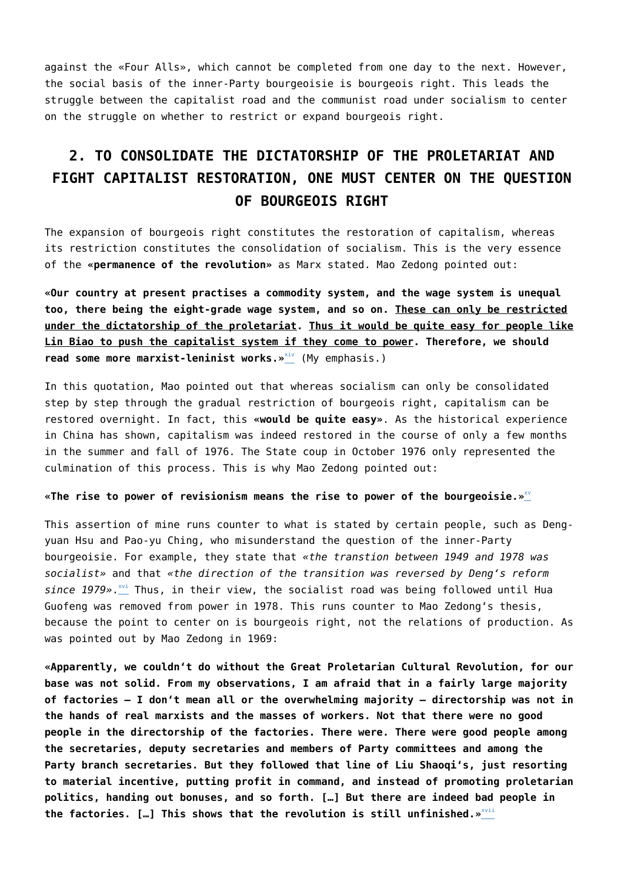against the «Four Alls», which cannot be completed from one day to the next. However, the social basis of the inner-Party bourgeoisie is bourgeois right. This leads the struggle between the capitalist road and the communist road under socialism to center on the struggle on whether to restrict or expand bourgeois right.

## 2. TO CONSOLIDATE THE DICTATORSHIP OF THE PROLETARIAT AND FIGHT CAPITALIST RESTORATION, ONE MUST CENTER ON THE QUESTION OF BOURGEOIS RIGHT

The expansion of bourgeois right constitutes the restoration of capitalism, whereas its restriction constitutes the consolidation of socialism. This is the very essence of the **«permanence of the revolution»** as Marx stated. Mao Zedong pointed out:

**«Our country at present practises a commodity system, and the wage system is unequal too, there being the eight-grade wage system, and so on. <u>These can only be restricted under the dictatorship of the proletariat</u>. <u>Thus it would be quite easy for people like Lin Biao to push the capitalist system if they come to power</u>. Therefore, we should read some more marxist-leninist works.»**[xiv] (My emphasis.)

In this quotation, Mao pointed out that whereas socialism can only be consolidated step by step through the gradual restriction of bourgeois right, capitalism can be restored overnight. In fact, this **«would be quite easy»**. As the historical experience in China has shown, capitalism was indeed restored in the course of only a few months in the summer and fall of 1976. The State coup in October 1976 only represented the culmination of this process. This is why Mao Zedong pointed out:

**«The rise to power of revisionism means the rise to power of the bourgeoisie.»**[xv]

This assertion of mine runs counter to what is stated by certain people, such as Deng-yuan Hsu and Pao-yu Ching, who misunderstand the question of the inner-Party bourgeoisie. For example, they state that *«the transtion between 1949 and 1978 was socialist»* and that *«the direction of the transition was reversed by Deng's reform since 1979»*.[xvi] Thus, in their view, the socialist road was being followed until Hua Guofeng was removed from power in 1978. This runs counter to Mao Zedong's thesis, because the point to center on is bourgeois right, not the relations of production. As was pointed out by Mao Zedong in 1969:

**«Apparently, we couldn't do without the Great Proletarian Cultural Revolution, for our base was not solid. From my observations, I am afraid that in a fairly large majority of factories – I don't mean all or the overwhelming majority – directorship was not in the hands of real marxists and the masses of workers. Not that there were no good people in the directorship of the factories. There were. There were good people among the secretaries, deputy secretaries and members of Party committees and among the Party branch secretaries. But they followed that line of Liu Shaoqi's, just resorting to material incentive, putting profit in command, and instead of promoting proletarian politics, handing out bonuses, and so forth. […] But there are indeed bad people in the factories. […] This shows that the revolution is still unfinished.»**[xvii]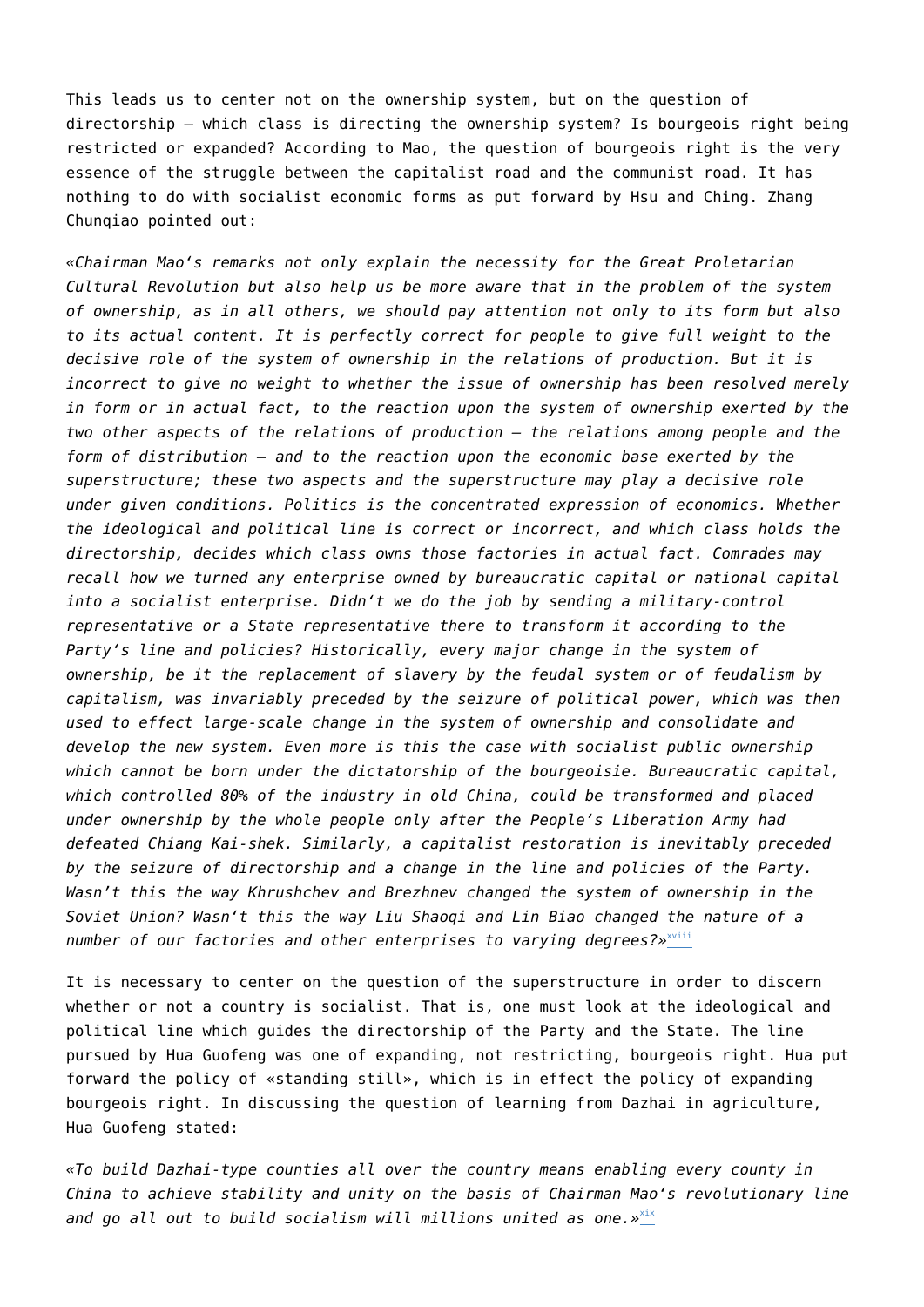This leads us to center not on the ownership system, but on the question of directorship – which class is directing the ownership system? Is bourgeois right being restricted or expanded? According to Mao, the question of bourgeois right is the very essence of the struggle between the capitalist road and the communist road. It has nothing to do with socialist economic forms as put forward by Hsu and Ching. Zhang Chunqiao pointed out:

*«Chairman Mao's remarks not only explain the necessity for the Great Proletarian Cultural Revolution but also help us be more aware that in the problem of the system of ownership, as in all others, we should pay attention not only to its form but also to its actual content. It is perfectly correct for people to give full weight to the decisive role of the system of ownership in the relations of production. But it is incorrect to give no weight to whether the issue of ownership has been resolved merely in form or in actual fact, to the reaction upon the system of ownership exerted by the two other aspects of the relations of production – the relations among people and the form of distribution – and to the reaction upon the economic base exerted by the superstructure; these two aspects and the superstructure may play a decisive role under given conditions. Politics is the concentrated expression of economics. Whether the ideological and political line is correct or incorrect, and which class holds the directorship, decides which class owns those factories in actual fact. Comrades may recall how we turned any enterprise owned by bureaucratic capital or national capital into a socialist enterprise. Didn't we do the job by sending a military-control representative or a State representative there to transform it according to the Party's line and policies? Historically, every major change in the system of ownership, be it the replacement of slavery by the feudal system or of feudalism by capitalism, was invariably preceded by the seizure of political power, which was then used to effect large-scale change in the system of ownership and consolidate and develop the new system. Even more is this the case with socialist public ownership which cannot be born under the dictatorship of the bourgeoisie. Bureaucratic capital, which controlled 80% of the industry in old China, could be transformed and placed under ownership by the whole people only after the People's Liberation Army had defeated Chiang Kai-shek. Similarly, a capitalist restoration is inevitably preceded by the seizure of directorship and a change in the line and policies of the Party. Wasn't this the way Khrushchev and Brezhnev changed the system of ownership in the Soviet Union? Wasn't this the way Liu Shaoqi and Lin Biao changed the nature of a number of our factories and other enterprises to varying degrees?»*[xviii]

It is necessary to center on the question of the superstructure in order to discern whether or not a country is socialist. That is, one must look at the ideological and political line which guides the directorship of the Party and the State. The line pursued by Hua Guofeng was one of expanding, not restricting, bourgeois right. Hua put forward the policy of «standing still», which is in effect the policy of expanding bourgeois right. In discussing the question of learning from Dazhai in agriculture, Hua Guofeng stated:

*«To build Dazhai-type counties all over the country means enabling every county in China to achieve stability and unity on the basis of Chairman Mao's revolutionary line and go all out to build socialism will millions united as one.»*[xix]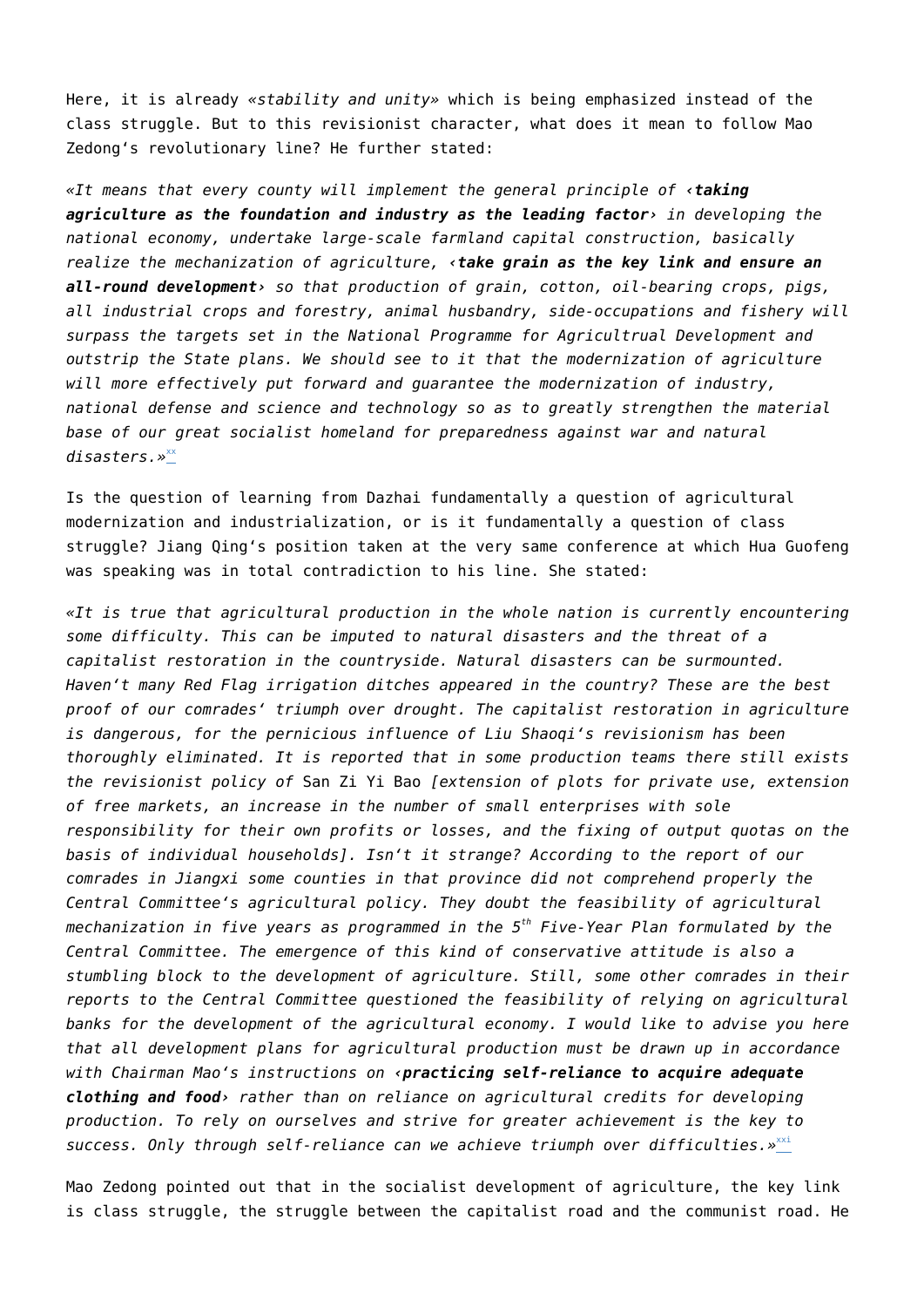Here, it is already *«stability and unity»* which is being emphasized instead of the class struggle. But to this revisionist character, what does it mean to follow Mao Zedong's revolutionary line? He further stated:

*«It means that every county will implement the general principle of ‹**taking agriculture as the foundation and industry as the leading factor**› in developing the national economy, undertake large-scale farmland capital construction, basically realize the mechanization of agriculture, ‹**take grain as the key link and ensure an all-round development**› so that production of grain, cotton, oil-bearing crops, pigs, all industrial crops and forestry, animal husbandry, side-occupations and fishery will surpass the targets set in the National Programme for Agricultrual Development and outstrip the State plans. We should see to it that the modernization of agriculture will more effectively put forward and guarantee the modernization of industry, national defense and science and technology so as to greatly strengthen the material base of our great socialist homeland for preparedness against war and natural disasters.»*[xx]

Is the question of learning from Dazhai fundamentally a question of agricultural modernization and industrialization, or is it fundamentally a question of class struggle? Jiang Qing's position taken at the very same conference at which Hua Guofeng was speaking was in total contradiction to his line. She stated:

*«It is true that agricultural production in the whole nation is currently encountering some difficulty. This can be imputed to natural disasters and the threat of a capitalist restoration in the countryside. Natural disasters can be surmounted. Haven't many Red Flag irrigation ditches appeared in the country? These are the best proof of our comrades' triumph over drought. The capitalist restoration in agriculture is dangerous, for the pernicious influence of Liu Shaoqi's revisionism has been thoroughly eliminated. It is reported that in some production teams there still exists the revisionist policy of* San Zi Yi Bao *[extension of plots for private use, extension of free markets, an increase in the number of small enterprises with sole responsibility for their own profits or losses, and the fixing of output quotas on the basis of individual households]. Isn't it strange? According to the report of our comrades in Jiangxi some counties in that province did not comprehend properly the Central Committee's agricultural policy. They doubt the feasibility of agricultural mechanization in five years as programmed in the 5th Five-Year Plan formulated by the Central Committee. The emergence of this kind of conservative attitude is also a stumbling block to the development of agriculture. Still, some other comrades in their reports to the Central Committee questioned the feasibility of relying on agricultural banks for the development of the agricultural economy. I would like to advise you here that all development plans for agricultural production must be drawn up in accordance with Chairman Mao's instructions on ‹**practicing self-reliance to acquire adequate clothing and food**› rather than on reliance on agricultural credits for developing production. To rely on ourselves and strive for greater achievement is the key to success. Only through self-reliance can we achieve triumph over difficulties.»*[xxi]

Mao Zedong pointed out that in the socialist development of agriculture, the key link is class struggle, the struggle between the capitalist road and the communist road. He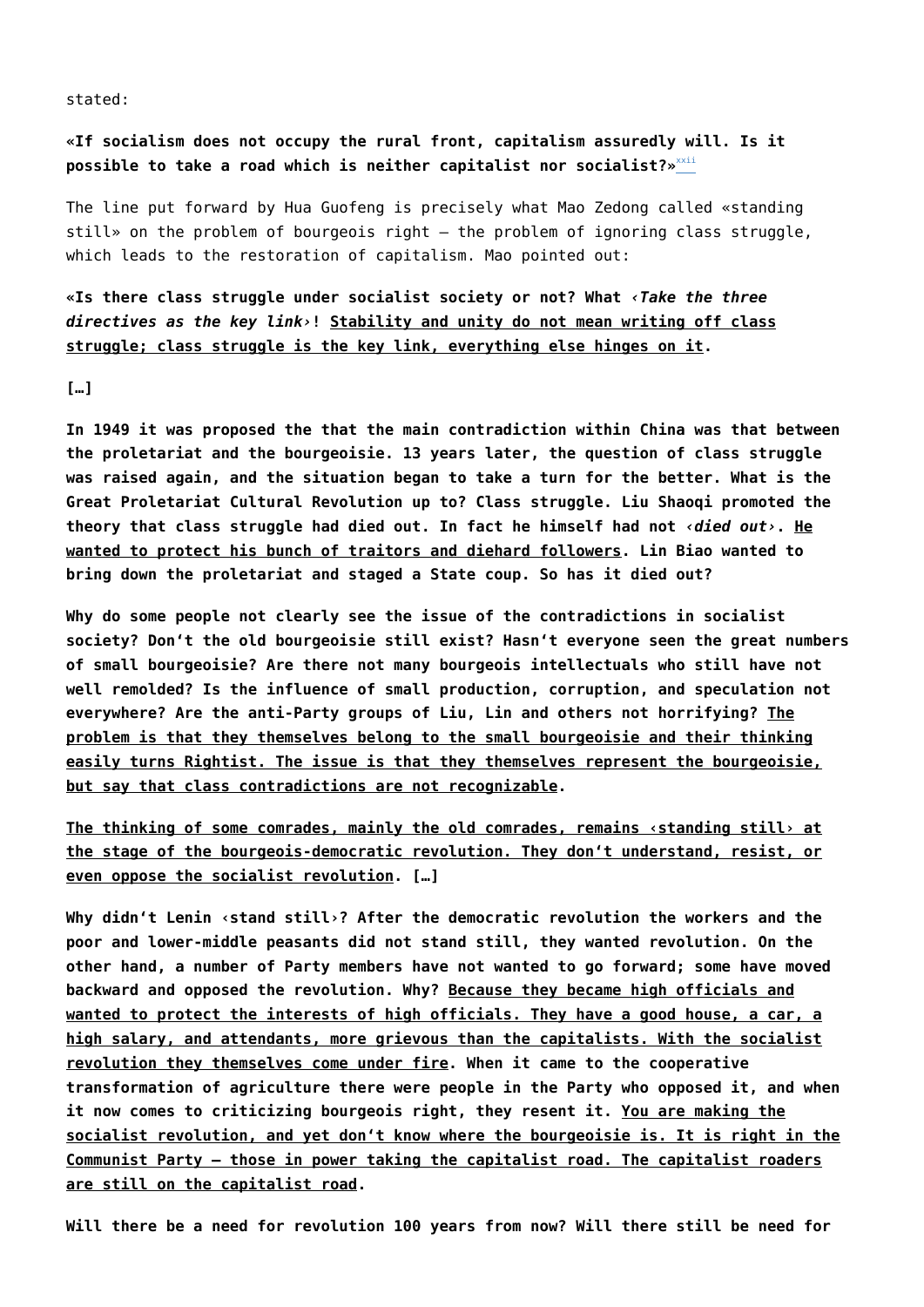stated:

**«If socialism does not occupy the rural front, capitalism assuredly will. Is it possible to take a road which is neither capitalist nor socialist?»**[xxii]

The line put forward by Hua Guofeng is precisely what Mao Zedong called «standing still» on the problem of bourgeois right – the problem of ignoring class struggle, which leads to the restoration of capitalism. Mao pointed out:

**«Is there class struggle under socialist society or not? What ‹*Take the three directives as the key link*›! <u>Stability and unity do not mean writing off class struggle; class struggle is the key link, everything else hinges on it</u>.**

**[…]**

**In 1949 it was proposed the that the main contradiction within China was that between the proletariat and the bourgeoisie. 13 years later, the question of class struggle was raised again, and the situation began to take a turn for the better. What is the Great Proletariat Cultural Revolution up to? Class struggle. Liu Shaoqi promoted the theory that class struggle had died out. In fact he himself had not ‹*died out*›. <u>He wanted to protect his bunch of traitors and diehard followers</u>. Lin Biao wanted to bring down the proletariat and staged a State coup. So has it died out?**

**Why do some people not clearly see the issue of the contradictions in socialist society? Don't the old bourgeoisie still exist? Hasn't everyone seen the great numbers of small bourgeoisie? Are there not many bourgeois intellectuals who still have not well remolded? Is the influence of small production, corruption, and speculation not everywhere? Are the anti-Party groups of Liu, Lin and others not horrifying? <u>The problem is that they themselves belong to the small bourgeoisie and their thinking easily turns Rightist. The issue is that they themselves represent the bourgeoisie, but say that class contradictions are not recognizable</u>.**

**<u>The thinking of some comrades, mainly the old comrades, remains ‹standing still› at the stage of the bourgeois-democratic revolution. They don't understand, resist, or even oppose the socialist revolution</u>. […]**

**Why didn't Lenin ‹stand still›? After the democratic revolution the workers and the poor and lower-middle peasants did not stand still, they wanted revolution. On the other hand, a number of Party members have not wanted to go forward; some have moved backward and opposed the revolution. Why? <u>Because they became high officials and wanted to protect the interests of high officials. They have a good house, a car, a high salary, and attendants, more grievous than the capitalists. With the socialist revolution they themselves come under fire</u>. When it came to the cooperative transformation of agriculture there were people in the Party who opposed it, and when it now comes to criticizing bourgeois right, they resent it. <u>You are making the socialist revolution, and yet don't know where the bourgeoisie is. It is right in the Communist Party – those in power taking the capitalist road. The capitalist roaders are still on the capitalist road</u>.**

**Will there be a need for revolution 100 years from now? Will there still be need for**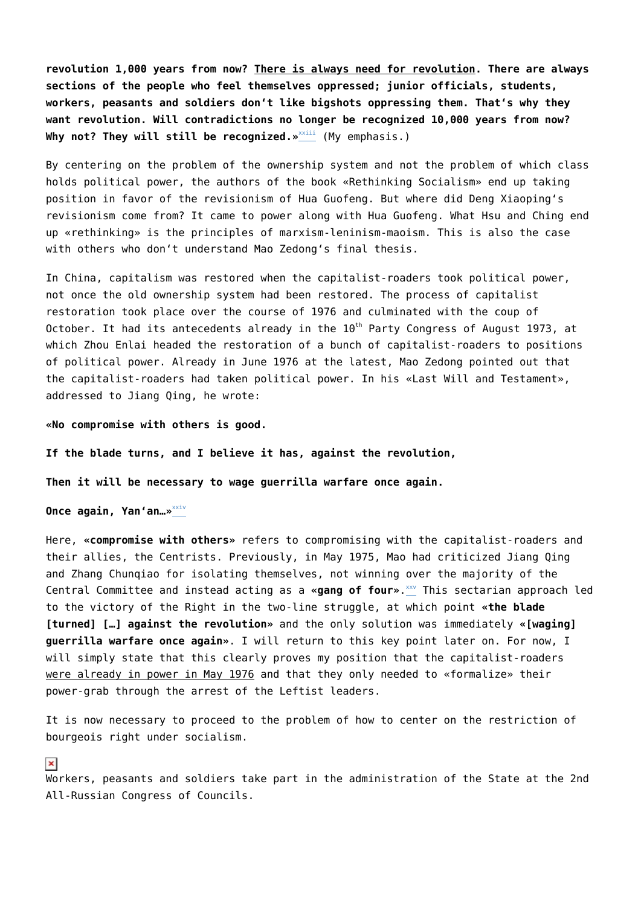**revolution 1,000 years from now? <u>There is always need for revolution</u>. There are always sections of the people who feel themselves oppressed; junior officials, students, workers, peasants and soldiers don't like bigshots oppressing them. That's why they want revolution. Will contradictions no longer be recognized 10,000 years from now? Why not? They will still be recognized.»**[xxiii] (My emphasis.)

By centering on the problem of the ownership system and not the problem of which class holds political power, the authors of the book «Rethinking Socialism» end up taking position in favor of the revisionism of Hua Guofeng. But where did Deng Xiaoping's revisionism come from? It came to power along with Hua Guofeng. What Hsu and Ching end up «rethinking» is the principles of marxism-leninism-maoism. This is also the case with others who don't understand Mao Zedong's final thesis.

In China, capitalism was restored when the capitalist-roaders took political power, not once the old ownership system had been restored. The process of capitalist restoration took place over the course of 1976 and culminated with the coup of October. It had its antecedents already in the 10th Party Congress of August 1973, at which Zhou Enlai headed the restoration of a bunch of capitalist-roaders to positions of political power. Already in June 1976 at the latest, Mao Zedong pointed out that the capitalist-roaders had taken political power. In his «Last Will and Testament», addressed to Jiang Qing, he wrote:

**«No compromise with others is good.**

**If the blade turns, and I believe it has, against the revolution,**

**Then it will be necessary to wage guerrilla warfare once again.**

**Once again, Yan'an…»**[xxiv]

Here, «**compromise with others**» refers to compromising with the capitalist-roaders and their allies, the Centrists. Previously, in May 1975, Mao had criticized Jiang Qing and Zhang Chunqiao for isolating themselves, not winning over the majority of the Central Committee and instead acting as a «**gang of four**».[xxv] This sectarian approach led to the victory of the Right in the two-line struggle, at which point «**the blade [turned] […] against the revolution**» and the only solution was immediately «**[waging] guerrilla warfare once again**». I will return to this key point later on. For now, I will simply state that this clearly proves my position that the capitalist-roaders <u>were already in power in May 1976</u> and that they only needed to «formalize» their power-grab through the arrest of the Leftist leaders.

It is now necessary to proceed to the problem of how to center on the restriction of bourgeois right under socialism.

Workers, peasants and soldiers take part in the administration of the State at the 2nd All-Russian Congress of Councils.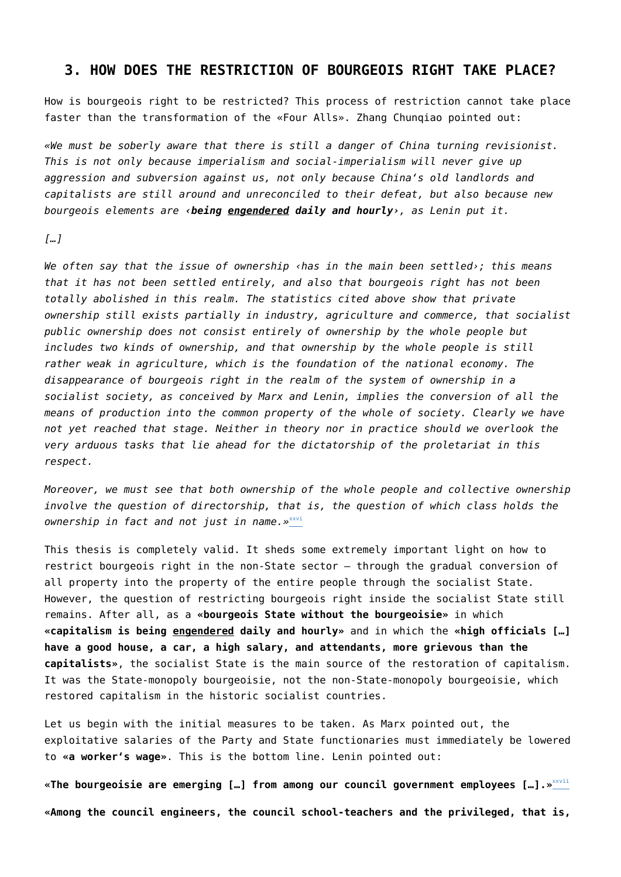## 3. HOW DOES THE RESTRICTION OF BOURGEOIS RIGHT TAKE PLACE?

How is bourgeois right to be restricted? This process of restriction cannot take place faster than the transformation of the «Four Alls». Zhang Chunqiao pointed out:

*«We must be soberly aware that there is still a danger of China turning revisionist. This is not only because imperialism and social-imperialism will never give up aggression and subversion against us, not only because China's old landlords and capitalists are still around and unreconciled to their defeat, but also because new bourgeois elements are ‹**being <u>engendered</u> daily and hourly**›, as Lenin put it.*

*[…]*

*We often say that the issue of ownership ‹has in the main been settled›; this means that it has not been settled entirely, and also that bourgeois right has not been totally abolished in this realm. The statistics cited above show that private ownership still exists partially in industry, agriculture and commerce, that socialist public ownership does not consist entirely of ownership by the whole people but includes two kinds of ownership, and that ownership by the whole people is still rather weak in agriculture, which is the foundation of the national economy. The disappearance of bourgeois right in the realm of the system of ownership in a socialist society, as conceived by Marx and Lenin, implies the conversion of all the means of production into the common property of the whole of society. Clearly we have not yet reached that stage. Neither in theory nor in practice should we overlook the very arduous tasks that lie ahead for the dictatorship of the proletariat in this respect.*

*Moreover, we must see that both ownership of the whole people and collective ownership involve the question of directorship, that is, the question of which class holds the ownership in fact and not just in name.»*[xxvi]

This thesis is completely valid. It sheds some extremely important light on how to restrict bourgeois right in the non-State sector – through the gradual conversion of all property into the property of the entire people through the socialist State. However, the question of restricting bourgeois right inside the socialist State still remains. After all, as a **«bourgeois State without the bourgeoisie»** in which **«capitalism is being <u>engendered</u> daily and hourly»** and in which the **«high officials […] have a good house, a car, a high salary, and attendants, more grievous than the capitalists»**, the socialist State is the main source of the restoration of capitalism. It was the State-monopoly bourgeoisie, not the non-State-monopoly bourgeoisie, which restored capitalism in the historic socialist countries.

Let us begin with the initial measures to be taken. As Marx pointed out, the exploitative salaries of the Party and State functionaries must immediately be lowered to **«a worker's wage»**. This is the bottom line. Lenin pointed out:

**«The bourgeoisie are emerging […] from among our council government employees […].»**[xxvii]

**«Among the council engineers, the council school-teachers and the privileged, that is,**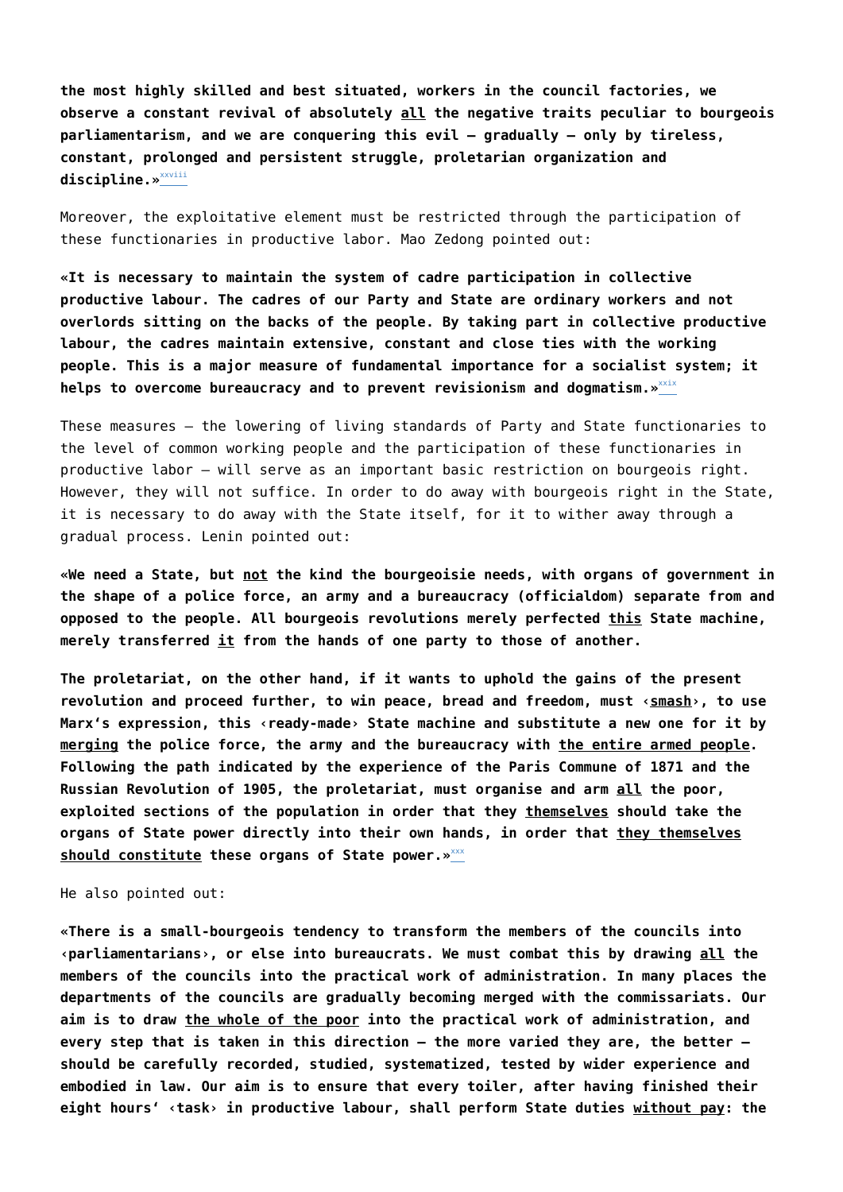**the most highly skilled and best situated, workers in the council factories, we observe a constant revival of absolutely <u>all</u> the negative traits peculiar to bourgeois parliamentarism, and we are conquering this evil – gradually – only by tireless, constant, prolonged and persistent struggle, proletarian organization and discipline.»**[xxviii]

Moreover, the exploitative element must be restricted through the participation of these functionaries in productive labor. Mao Zedong pointed out:

**«It is necessary to maintain the system of cadre participation in collective productive labour. The cadres of our Party and State are ordinary workers and not overlords sitting on the backs of the people. By taking part in collective productive labour, the cadres maintain extensive, constant and close ties with the working people. This is a major measure of fundamental importance for a socialist system; it helps to overcome bureaucracy and to prevent revisionism and dogmatism.»**[xxix]

These measures – the lowering of living standards of Party and State functionaries to the level of common working people and the participation of these functionaries in productive labor – will serve as an important basic restriction on bourgeois right. However, they will not suffice. In order to do away with bourgeois right in the State, it is necessary to do away with the State itself, for it to wither away through a gradual process. Lenin pointed out:

**«We need a State, but <u>not</u> the kind the bourgeoisie needs, with organs of government in the shape of a police force, an army and a bureaucracy (officialdom) separate from and opposed to the people. All bourgeois revolutions merely perfected <u>this</u> State machine, merely transferred <u>it</u> from the hands of one party to those of another.**

**The proletariat, on the other hand, if it wants to uphold the gains of the present revolution and proceed further, to win peace, bread and freedom, must ‹<u>smash</u>›, to use Marx's expression, this ‹ready-made› State machine and substitute a new one for it by <u>merging</u> the police force, the army and the bureaucracy with <u>the entire armed people</u>. Following the path indicated by the experience of the Paris Commune of 1871 and the Russian Revolution of 1905, the proletariat, must organise and arm <u>all</u> the poor, exploited sections of the population in order that they <u>themselves</u> should take the organs of State power directly into their own hands, in order that <u>they themselves should constitute</u> these organs of State power.»**[xxx]

He also pointed out:

**«There is a small-bourgeois tendency to transform the members of the councils into ‹parliamentarians›, or else into bureaucrats. We must combat this by drawing <u>all</u> the members of the councils into the practical work of administration. In many places the departments of the councils are gradually becoming merged with the commissariats. Our aim is to draw <u>the whole of the poor</u> into the practical work of administration, and every step that is taken in this direction – the more varied they are, the better – should be carefully recorded, studied, systematized, tested by wider experience and embodied in law. Our aim is to ensure that every toiler, after having finished their eight hours' ‹task› in productive labour, shall perform State duties <u>without pay</u>: the**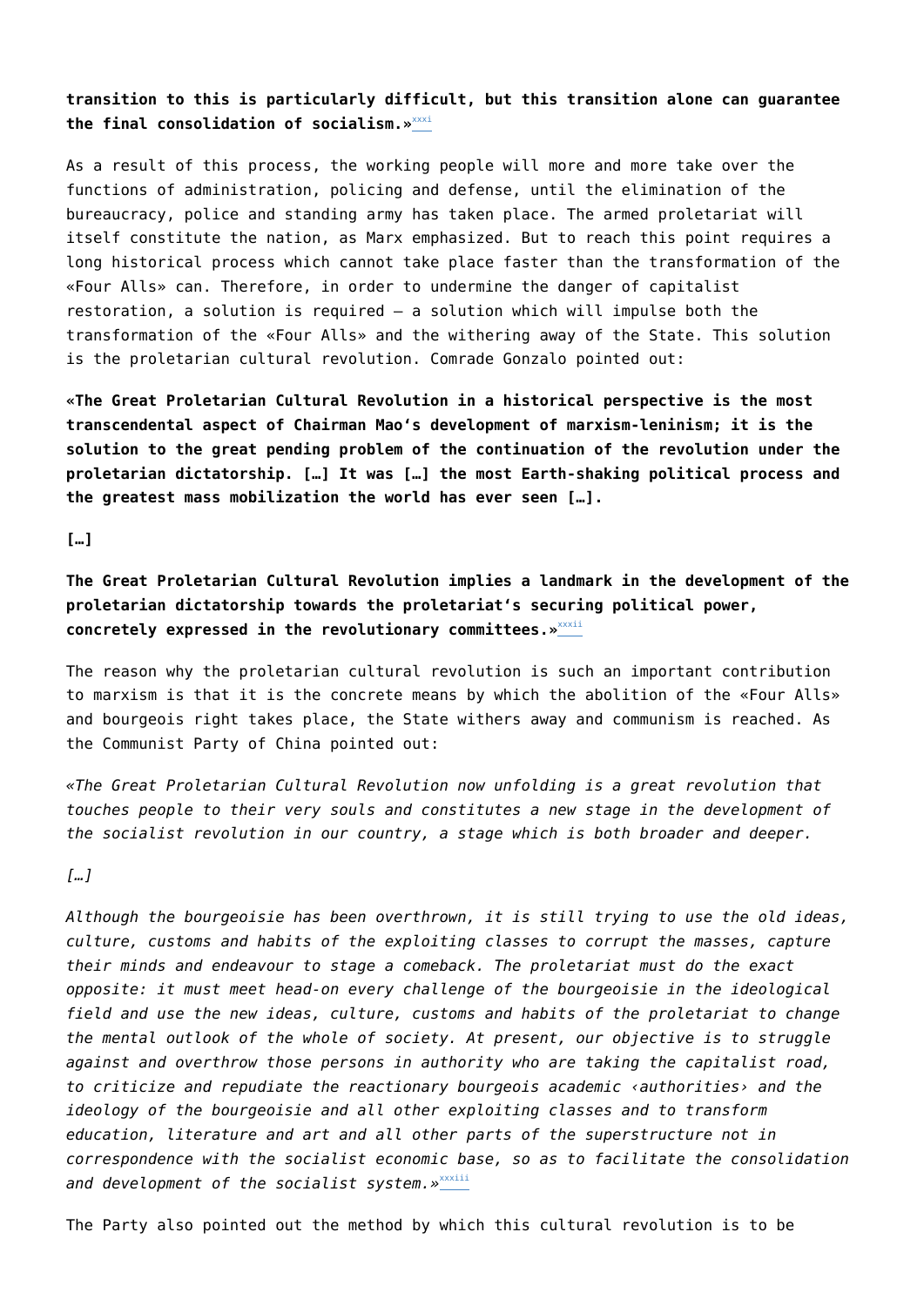**transition to this is particularly difficult, but this transition alone can guarantee the final consolidation of socialism.»**[xxxi]

As a result of this process, the working people will more and more take over the functions of administration, policing and defense, until the elimination of the bureaucracy, police and standing army has taken place. The armed proletariat will itself constitute the nation, as Marx emphasized. But to reach this point requires a long historical process which cannot take place faster than the transformation of the «Four Alls» can. Therefore, in order to undermine the danger of capitalist restoration, a solution is required – a solution which will impulse both the transformation of the «Four Alls» and the withering away of the State. This solution is the proletarian cultural revolution. Comrade Gonzalo pointed out:

**«The Great Proletarian Cultural Revolution in a historical perspective is the most transcendental aspect of Chairman Mao's development of marxism-leninism; it is the solution to the great pending problem of the continuation of the revolution under the proletarian dictatorship. […] It was […] the most Earth-shaking political process and the greatest mass mobilization the world has ever seen […].**

**[…]**

**The Great Proletarian Cultural Revolution implies a landmark in the development of the proletarian dictatorship towards the proletariat's securing political power, concretely expressed in the revolutionary committees.»**[xxxii]

The reason why the proletarian cultural revolution is such an important contribution to marxism is that it is the concrete means by which the abolition of the «Four Alls» and bourgeois right takes place, the State withers away and communism is reached. As the Communist Party of China pointed out:

*«The Great Proletarian Cultural Revolution now unfolding is a great revolution that touches people to their very souls and constitutes a new stage in the development of the socialist revolution in our country, a stage which is both broader and deeper.*

*[…]*

*Although the bourgeoisie has been overthrown, it is still trying to use the old ideas, culture, customs and habits of the exploiting classes to corrupt the masses, capture their minds and endeavour to stage a comeback. The proletariat must do the exact opposite: it must meet head-on every challenge of the bourgeoisie in the ideological field and use the new ideas, culture, customs and habits of the proletariat to change the mental outlook of the whole of society. At present, our objective is to struggle against and overthrow those persons in authority who are taking the capitalist road, to criticize and repudiate the reactionary bourgeois academic ‹authorities› and the ideology of the bourgeoisie and all other exploiting classes and to transform education, literature and art and all other parts of the superstructure not in correspondence with the socialist economic base, so as to facilitate the consolidation and development of the socialist system.»*[xxxiii]

The Party also pointed out the method by which this cultural revolution is to be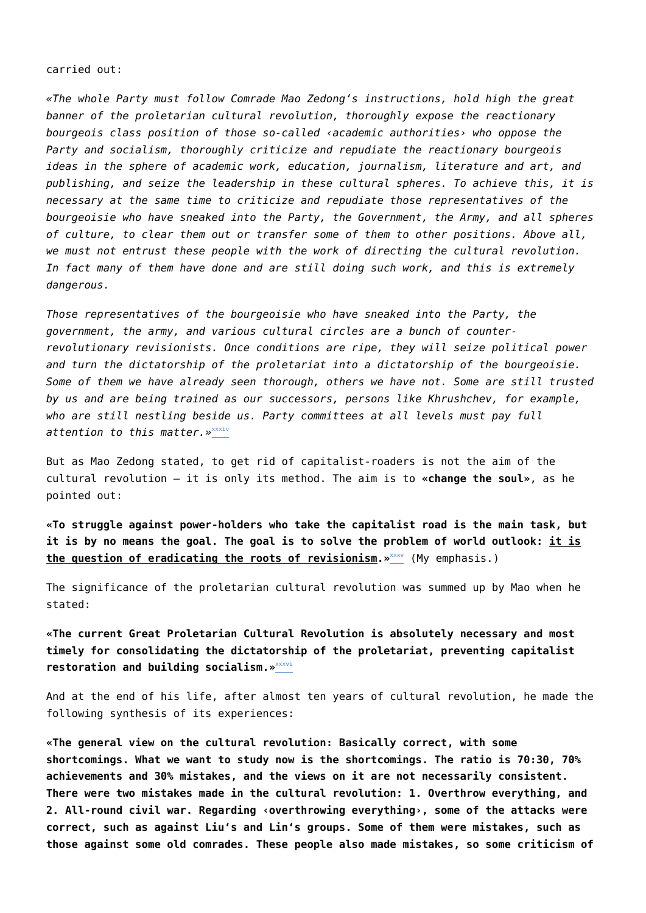carried out:

*«The whole Party must follow Comrade Mao Zedong's instructions, hold high the great banner of the proletarian cultural revolution, thoroughly expose the reactionary bourgeois class position of those so-called ‹academic authorities› who oppose the Party and socialism, thoroughly criticize and repudiate the reactionary bourgeois ideas in the sphere of academic work, education, journalism, literature and art, and publishing, and seize the leadership in these cultural spheres. To achieve this, it is necessary at the same time to criticize and repudiate those representatives of the bourgeoisie who have sneaked into the Party, the Government, the Army, and all spheres of culture, to clear them out or transfer some of them to other positions. Above all, we must not entrust these people with the work of directing the cultural revolution. In fact many of them have done and are still doing such work, and this is extremely dangerous.*

*Those representatives of the bourgeoisie who have sneaked into the Party, the government, the army, and various cultural circles are a bunch of counter-revolutionary revisionists. Once conditions are ripe, they will seize political power and turn the dictatorship of the proletariat into a dictatorship of the bourgeoisie. Some of them we have already seen thorough, others we have not. Some are still trusted by us and are being trained as our successors, persons like Khrushchev, for example, who are still nestling beside us. Party committees at all levels must pay full attention to this matter.»*[xxxiv]

But as Mao Zedong stated, to get rid of capitalist-roaders is not the aim of the cultural revolution – it is only its method. The aim is to **«change the soul»**, as he pointed out:

**«To struggle against power-holders who take the capitalist road is the main task, but it is by no means the goal. The goal is to solve the problem of world outlook: <u>it is the question of eradicating the roots of revisionism</u>.»**[xxxv] (My emphasis.)

The significance of the proletarian cultural revolution was summed up by Mao when he stated:

**«The current Great Proletarian Cultural Revolution is absolutely necessary and most timely for consolidating the dictatorship of the proletariat, preventing capitalist restoration and building socialism.»**[xxxvi]

And at the end of his life, after almost ten years of cultural revolution, he made the following synthesis of its experiences:

**«The general view on the cultural revolution: Basically correct, with some shortcomings. What we want to study now is the shortcomings. The ratio is 70:30, 70% achievements and 30% mistakes, and the views on it are not necessarily consistent. There were two mistakes made in the cultural revolution: 1. Overthrow everything, and 2. All-round civil war. Regarding ‹overthrowing everything›, some of the attacks were correct, such as against Liu's and Lin's groups. Some of them were mistakes, such as those against some old comrades. These people also made mistakes, so some criticism of**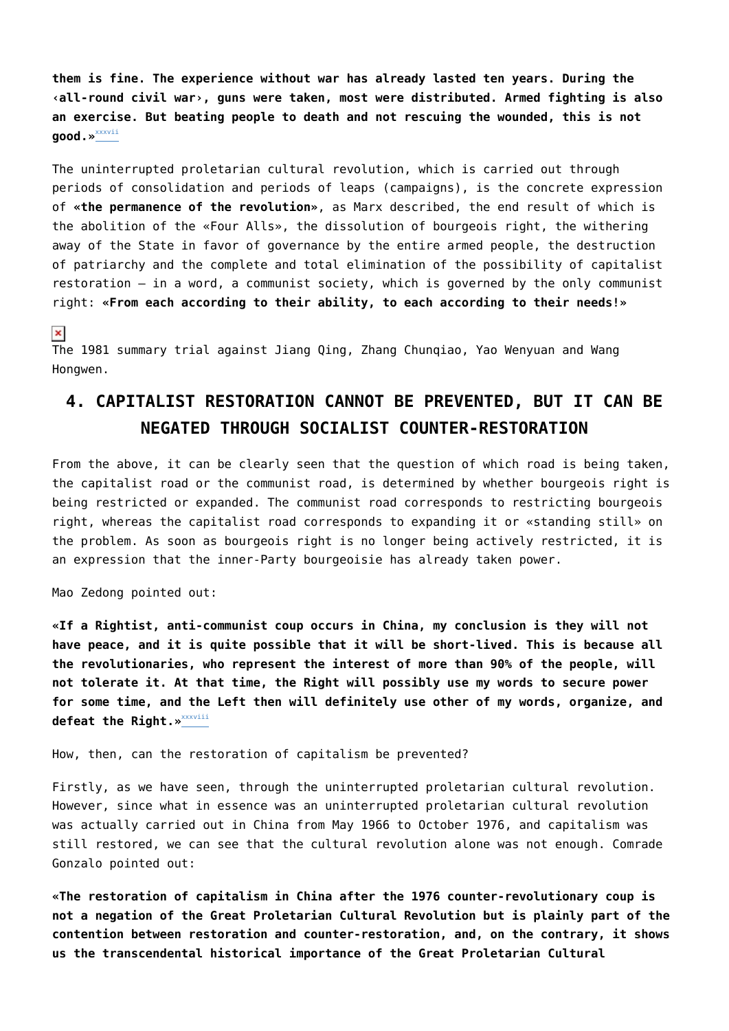**them is fine. The experience without war has already lasted ten years. During the ‹all-round civil war›, guns were taken, most were distributed. Armed fighting is also an exercise. But beating people to death and not rescuing the wounded, this is not good.»**[xxxvii]

The uninterrupted proletarian cultural revolution, which is carried out through periods of consolidation and periods of leaps (campaigns), is the concrete expression of «**the permanence of the revolution**», as Marx described, the end result of which is the abolition of the «Four Alls», the dissolution of bourgeois right, the withering away of the State in favor of governance by the entire armed people, the destruction of patriarchy and the complete and total elimination of the possibility of capitalist restoration – in a word, a communist society, which is governed by the only communist right: «**From each according to their ability, to each according to their needs!**»

The 1981 summary trial against Jiang Qing, Zhang Chunqiao, Yao Wenyuan and Wang Hongwen.

## 4. CAPITALIST RESTORATION CANNOT BE PREVENTED, BUT IT CAN BE NEGATED THROUGH SOCIALIST COUNTER-RESTORATION

From the above, it can be clearly seen that the question of which road is being taken, the capitalist road or the communist road, is determined by whether bourgeois right is being restricted or expanded. The communist road corresponds to restricting bourgeois right, whereas the capitalist road corresponds to expanding it or «standing still» on the problem. As soon as bourgeois right is no longer being actively restricted, it is an expression that the inner-Party bourgeoisie has already taken power.

Mao Zedong pointed out:

**«If a Rightist, anti-communist coup occurs in China, my conclusion is they will not have peace, and it is quite possible that it will be short-lived. This is because all the revolutionaries, who represent the interest of more than 90% of the people, will not tolerate it. At that time, the Right will possibly use my words to secure power for some time, and the Left then will definitely use other of my words, organize, and defeat the Right.»**[xxxviii]

How, then, can the restoration of capitalism be prevented?

Firstly, as we have seen, through the uninterrupted proletarian cultural revolution. However, since what in essence was an uninterrupted proletarian cultural revolution was actually carried out in China from May 1966 to October 1976, and capitalism was still restored, we can see that the cultural revolution alone was not enough. Comrade Gonzalo pointed out:

**«The restoration of capitalism in China after the 1976 counter-revolutionary coup is not a negation of the Great Proletarian Cultural Revolution but is plainly part of the contention between restoration and counter-restoration, and, on the contrary, it shows us the transcendental historical importance of the Great Proletarian Cultural**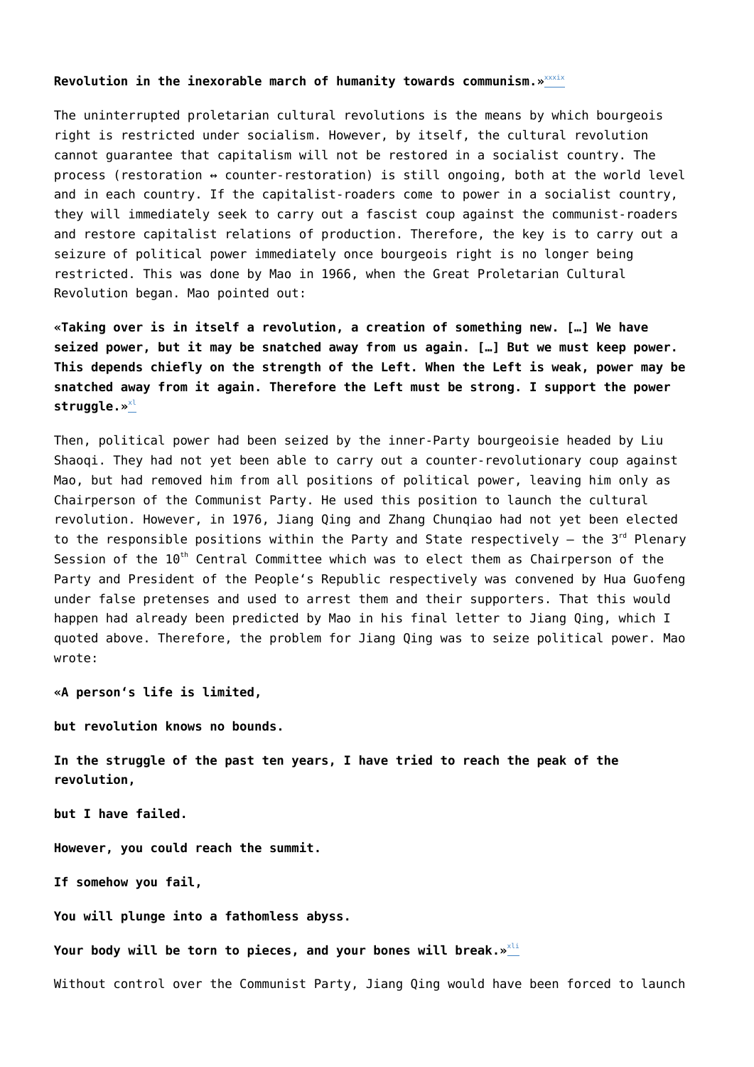**Revolution in the inexorable march of humanity towards communism.»**[xxxix]

The uninterrupted proletarian cultural revolutions is the means by which bourgeois right is restricted under socialism. However, by itself, the cultural revolution cannot guarantee that capitalism will not be restored in a socialist country. The process (restoration ↔ counter-restoration) is still ongoing, both at the world level and in each country. If the capitalist-roaders come to power in a socialist country, they will immediately seek to carry out a fascist coup against the communist-roaders and restore capitalist relations of production. Therefore, the key is to carry out a seizure of political power immediately once bourgeois right is no longer being restricted. This was done by Mao in 1966, when the Great Proletarian Cultural Revolution began. Mao pointed out:

**«Taking over is in itself a revolution, a creation of something new. […] We have seized power, but it may be snatched away from us again. […] But we must keep power. This depends chiefly on the strength of the Left. When the Left is weak, power may be snatched away from it again. Therefore the Left must be strong. I support the power struggle.»**[xl]

Then, political power had been seized by the inner-Party bourgeoisie headed by Liu Shaoqi. They had not yet been able to carry out a counter-revolutionary coup against Mao, but had removed him from all positions of political power, leaving him only as Chairperson of the Communist Party. He used this position to launch the cultural revolution. However, in 1976, Jiang Qing and Zhang Chunqiao had not yet been elected to the responsible positions within the Party and State respectively – the 3rd Plenary Session of the 10th Central Committee which was to elect them as Chairperson of the Party and President of the People's Republic respectively was convened by Hua Guofeng under false pretenses and used to arrest them and their supporters. That this would happen had already been predicted by Mao in his final letter to Jiang Qing, which I quoted above. Therefore, the problem for Jiang Qing was to seize political power. Mao wrote:

**«A person's life is limited,**

**but revolution knows no bounds.**

**In the struggle of the past ten years, I have tried to reach the peak of the revolution,**

**but I have failed.**

**However, you could reach the summit.**

**If somehow you fail,**

**You will plunge into a fathomless abyss.**

**Your body will be torn to pieces, and your bones will break.»**[xli]

Without control over the Communist Party, Jiang Qing would have been forced to launch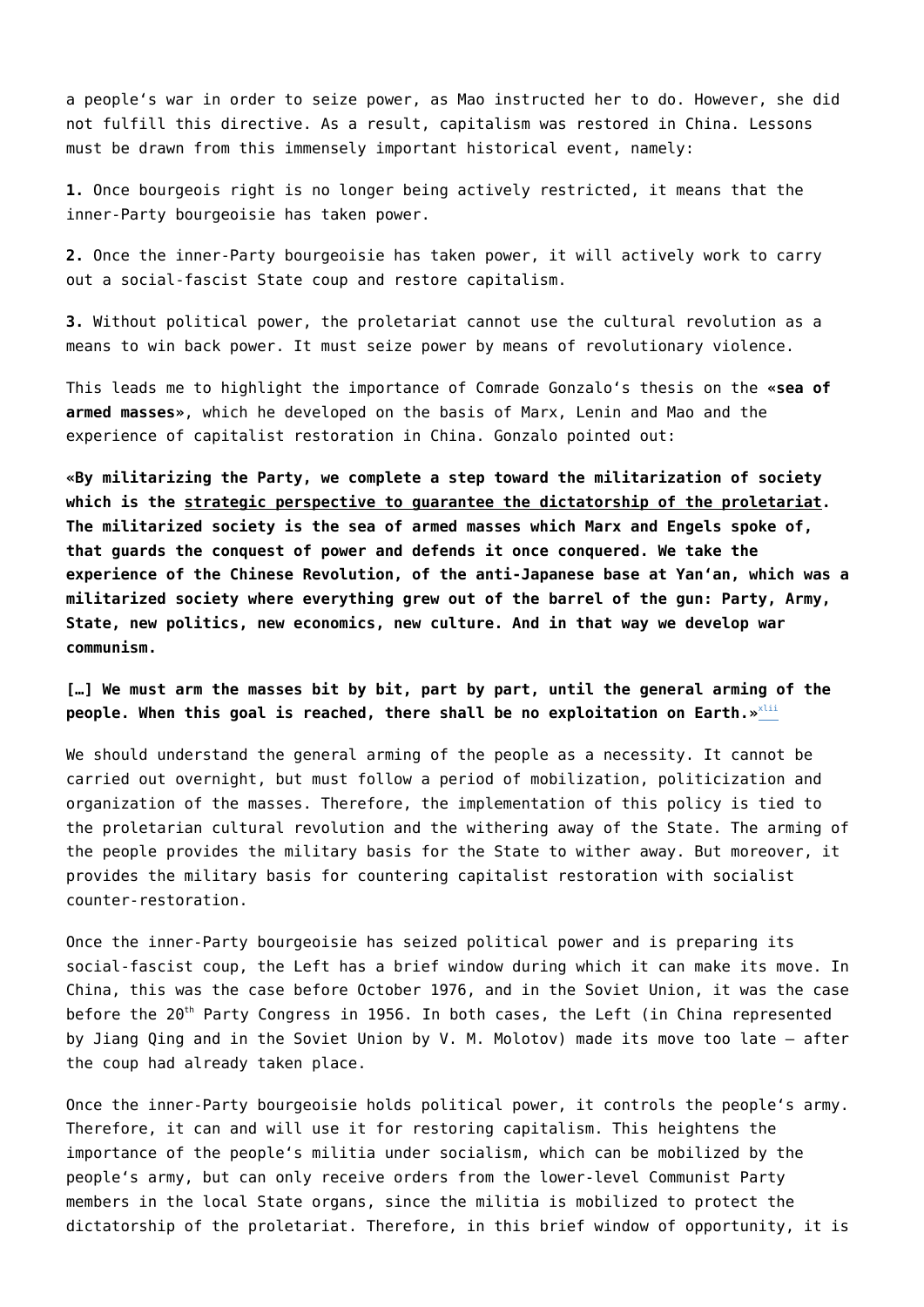a people's war in order to seize power, as Mao instructed her to do. However, she did not fulfill this directive. As a result, capitalism was restored in China. Lessons must be drawn from this immensely important historical event, namely:

**1.** Once bourgeois right is no longer being actively restricted, it means that the inner-Party bourgeoisie has taken power.

**2.** Once the inner-Party bourgeoisie has taken power, it will actively work to carry out a social-fascist State coup and restore capitalism.

**3.** Without political power, the proletariat cannot use the cultural revolution as a means to win back power. It must seize power by means of revolutionary violence.

This leads me to highlight the importance of Comrade Gonzalo's thesis on the «**sea of armed masses**», which he developed on the basis of Marx, Lenin and Mao and the experience of capitalist restoration in China. Gonzalo pointed out:

**«By militarizing the Party, we complete a step toward the militarization of society which is the <u>strategic perspective to guarantee the dictatorship of the proletariat</u>. The militarized society is the sea of armed masses which Marx and Engels spoke of, that guards the conquest of power and defends it once conquered. We take the experience of the Chinese Revolution, of the anti-Japanese base at Yan'an, which was a militarized society where everything grew out of the barrel of the gun: Party, Army, State, new politics, new economics, new culture. And in that way we develop war communism.**

**[…] We must arm the masses bit by bit, part by part, until the general arming of the people. When this goal is reached, there shall be no exploitation on Earth.»**[xlii]

We should understand the general arming of the people as a necessity. It cannot be carried out overnight, but must follow a period of mobilization, politicization and organization of the masses. Therefore, the implementation of this policy is tied to the proletarian cultural revolution and the withering away of the State. The arming of the people provides the military basis for the State to wither away. But moreover, it provides the military basis for countering capitalist restoration with socialist counter-restoration.

Once the inner-Party bourgeoisie has seized political power and is preparing its social-fascist coup, the Left has a brief window during which it can make its move. In China, this was the case before October 1976, and in the Soviet Union, it was the case before the 20th Party Congress in 1956. In both cases, the Left (in China represented by Jiang Qing and in the Soviet Union by V. M. Molotov) made its move too late – after the coup had already taken place.

Once the inner-Party bourgeoisie holds political power, it controls the people's army. Therefore, it can and will use it for restoring capitalism. This heightens the importance of the people's militia under socialism, which can be mobilized by the people's army, but can only receive orders from the lower-level Communist Party members in the local State organs, since the militia is mobilized to protect the dictatorship of the proletariat. Therefore, in this brief window of opportunity, it is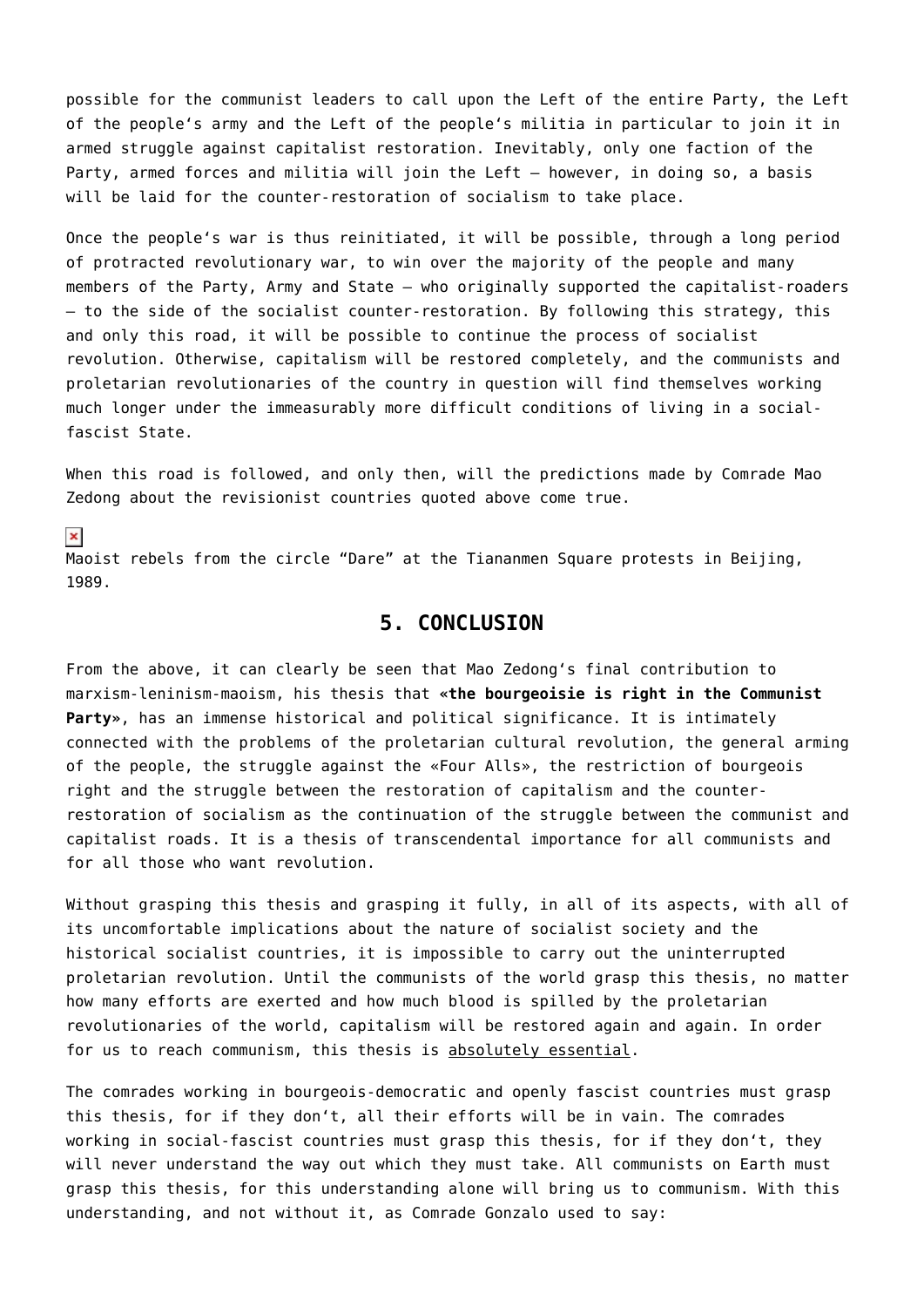possible for the communist leaders to call upon the Left of the entire Party, the Left of the people's army and the Left of the people's militia in particular to join it in armed struggle against capitalist restoration. Inevitably, only one faction of the Party, armed forces and militia will join the Left – however, in doing so, a basis will be laid for the counter-restoration of socialism to take place.

Once the people's war is thus reinitiated, it will be possible, through a long period of protracted revolutionary war, to win over the majority of the people and many members of the Party, Army and State – who originally supported the capitalist-roaders – to the side of the socialist counter-restoration. By following this strategy, this and only this road, it will be possible to continue the process of socialist revolution. Otherwise, capitalism will be restored completely, and the communists and proletarian revolutionaries of the country in question will find themselves working much longer under the immeasurably more difficult conditions of living in a social-fascist State.

When this road is followed, and only then, will the predictions made by Comrade Mao Zedong about the revisionist countries quoted above come true.

Maoist rebels from the circle "Dare" at the Tiananmen Square protests in Beijing, 1989.

## 5. CONCLUSION

From the above, it can clearly be seen that Mao Zedong's final contribution to marxism-leninism-maoism, his thesis that **«the bourgeoisie is right in the Communist Party»**, has an immense historical and political significance. It is intimately connected with the problems of the proletarian cultural revolution, the general arming of the people, the struggle against the «Four Alls», the restriction of bourgeois right and the struggle between the restoration of capitalism and the counter-restoration of socialism as the continuation of the struggle between the communist and capitalist roads. It is a thesis of transcendental importance for all communists and for all those who want revolution.

Without grasping this thesis and grasping it fully, in all of its aspects, with all of its uncomfortable implications about the nature of socialist society and the historical socialist countries, it is impossible to carry out the uninterrupted proletarian revolution. Until the communists of the world grasp this thesis, no matter how many efforts are exerted and how much blood is spilled by the proletarian revolutionaries of the world, capitalism will be restored again and again. In order for us to reach communism, this thesis is absolutely essential.

The comrades working in bourgeois-democratic and openly fascist countries must grasp this thesis, for if they don't, all their efforts will be in vain. The comrades working in social-fascist countries must grasp this thesis, for if they don't, they will never understand the way out which they must take. All communists on Earth must grasp this thesis, for this understanding alone will bring us to communism. With this understanding, and not without it, as Comrade Gonzalo used to say: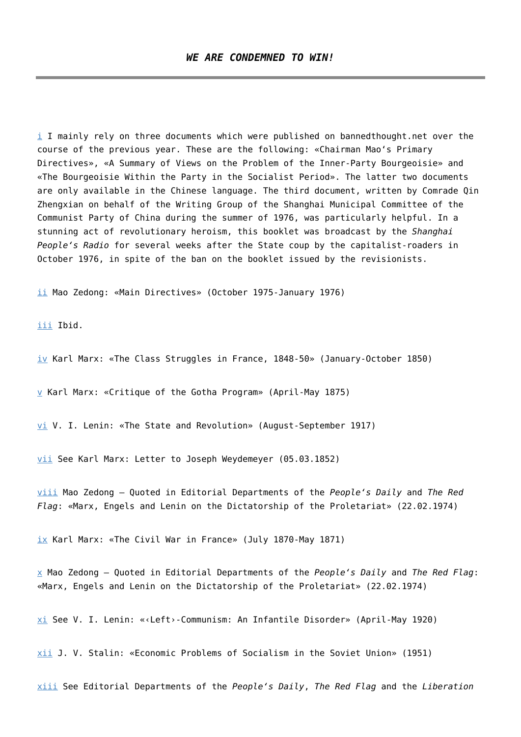[i] I mainly rely on three documents which were published on bannedthought.net over the course of the previous year. These are the following: «Chairman Mao's Primary Directives», «A Summary of Views on the Problem of the Inner-Party Bourgeoisie» and «The Bourgeoisie Within the Party in the Socialist Period». The latter two documents are only available in the Chinese language. The third document, written by Comrade Qin Zhengxian on behalf of the Writing Group of the Shanghai Municipal Committee of the Communist Party of China during the summer of 1976, was particularly helpful. In a stunning act of revolutionary heroism, this booklet was broadcast by the *Shanghai People's Radio* for several weeks after the State coup by the capitalist-roaders in October 1976, in spite of the ban on the booklet issued by the revisionists.

[ii] Mao Zedong: «Main Directives» (October 1975-January 1976)

[iii] Ibid.

[iv] Karl Marx: «The Class Struggles in France, 1848-50» (January-October 1850)

[v] Karl Marx: «Critique of the Gotha Program» (April-May 1875)

[vi] V. I. Lenin: «The State and Revolution» (August-September 1917)

[vii] See Karl Marx: Letter to Joseph Weydemeyer (05.03.1852)

[viii] Mao Zedong – Quoted in Editorial Departments of the *People's Daily* and *The Red Flag*: «Marx, Engels and Lenin on the Dictatorship of the Proletariat» (22.02.1974)

[ix] Karl Marx: «The Civil War in France» (July 1870-May 1871)

[x] Mao Zedong – Quoted in Editorial Departments of the *People's Daily* and *The Red Flag*: «Marx, Engels and Lenin on the Dictatorship of the Proletariat» (22.02.1974)

[xi] See V. I. Lenin: «‹Left›-Communism: An Infantile Disorder» (April-May 1920)

[xii] J. V. Stalin: «Economic Problems of Socialism in the Soviet Union» (1951)

[xiii] See Editorial Departments of the *People's Daily*, *The Red Flag* and the *Liberation*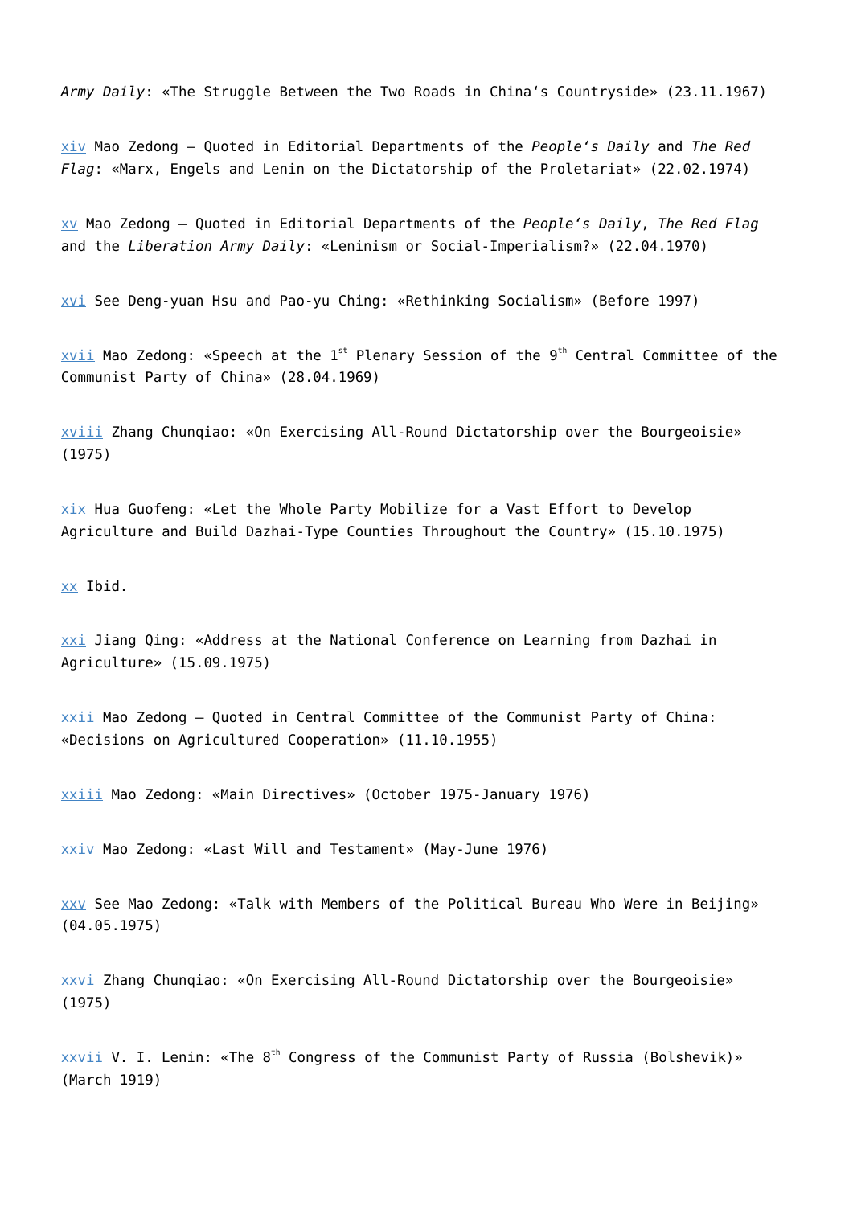*Army Daily*: «The Struggle Between the Two Roads in China's Countryside» (23.11.1967)

xiv Mao Zedong – Quoted in Editorial Departments of the *People's Daily* and *The Red Flag*: «Marx, Engels and Lenin on the Dictatorship of the Proletariat» (22.02.1974)

xv Mao Zedong – Quoted in Editorial Departments of the *People's Daily*, *The Red Flag* and the *Liberation Army Daily*: «Leninism or Social-Imperialism?» (22.04.1970)

xvi See Deng-yuan Hsu and Pao-yu Ching: «Rethinking Socialism» (Before 1997)

xvii Mao Zedong: «Speech at the 1st Plenary Session of the 9th Central Committee of the Communist Party of China» (28.04.1969)

xviii Zhang Chunqiao: «On Exercising All-Round Dictatorship over the Bourgeoisie» (1975)

xix Hua Guofeng: «Let the Whole Party Mobilize for a Vast Effort to Develop Agriculture and Build Dazhai-Type Counties Throughout the Country» (15.10.1975)

xx Ibid.

xxi Jiang Qing: «Address at the National Conference on Learning from Dazhai in Agriculture» (15.09.1975)

xxii Mao Zedong – Quoted in Central Committee of the Communist Party of China: «Decisions on Agricultured Cooperation» (11.10.1955)

xxiii Mao Zedong: «Main Directives» (October 1975-January 1976)

xxiv Mao Zedong: «Last Will and Testament» (May-June 1976)

xxv See Mao Zedong: «Talk with Members of the Political Bureau Who Were in Beijing» (04.05.1975)

xxvi Zhang Chunqiao: «On Exercising All-Round Dictatorship over the Bourgeoisie» (1975)

xxvii V. I. Lenin: «The 8th Congress of the Communist Party of Russia (Bolshevik)» (March 1919)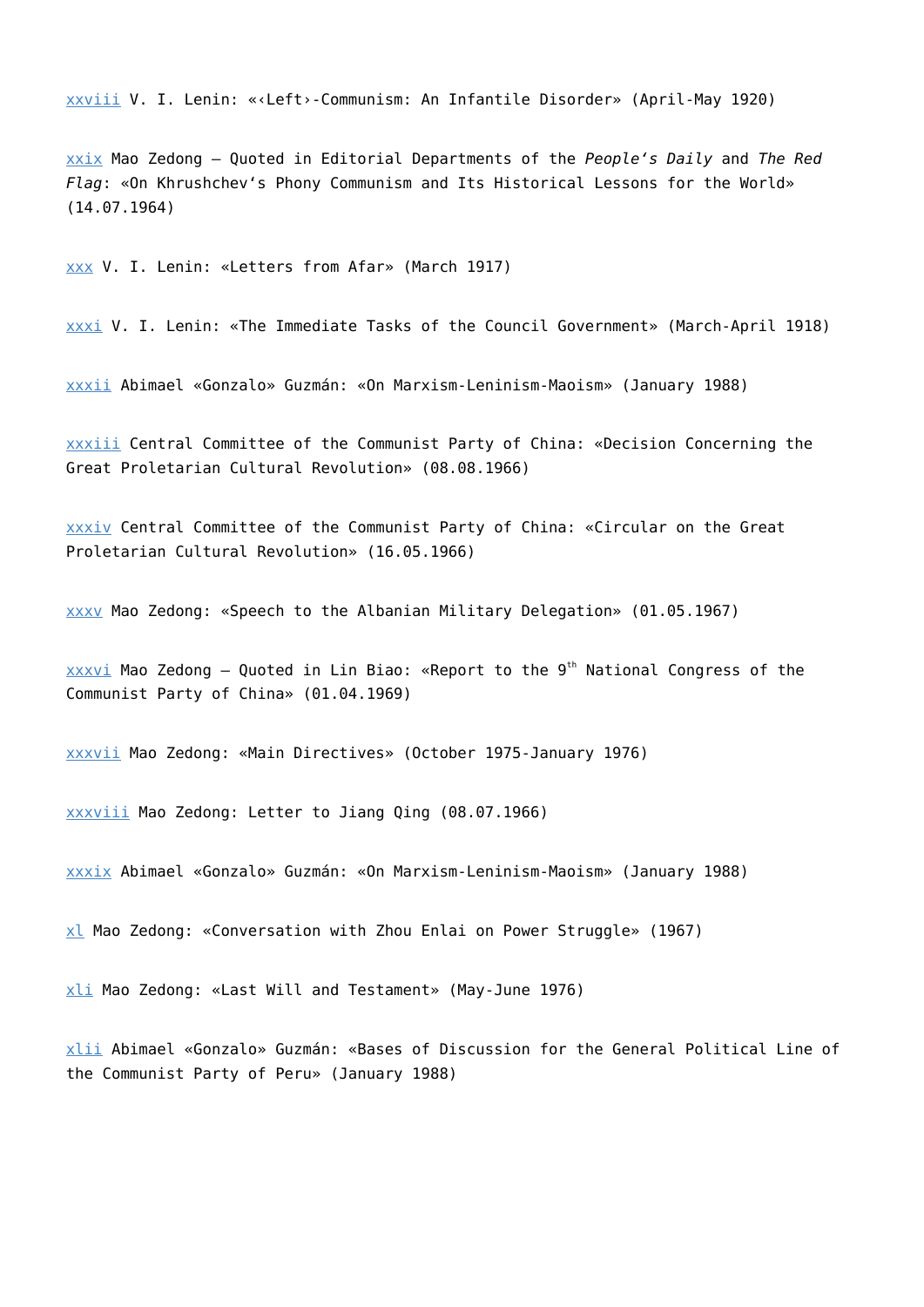xxviii V. I. Lenin: «‹Left›-Communism: An Infantile Disorder» (April-May 1920)

xxix Mao Zedong – Quoted in Editorial Departments of the *People's Daily* and *The Red Flag*: «On Khrushchev's Phony Communism and Its Historical Lessons for the World» (14.07.1964)

xxx V. I. Lenin: «Letters from Afar» (March 1917)

xxxi V. I. Lenin: «The Immediate Tasks of the Council Government» (March-April 1918)

xxxii Abimael «Gonzalo» Guzmán: «On Marxism-Leninism-Maoism» (January 1988)

xxxiii Central Committee of the Communist Party of China: «Decision Concerning the Great Proletarian Cultural Revolution» (08.08.1966)

xxxiv Central Committee of the Communist Party of China: «Circular on the Great Proletarian Cultural Revolution» (16.05.1966)

xxxv Mao Zedong: «Speech to the Albanian Military Delegation» (01.05.1967)

xxxvi Mao Zedong – Quoted in Lin Biao: «Report to the 9th National Congress of the Communist Party of China» (01.04.1969)

xxxvii Mao Zedong: «Main Directives» (October 1975-January 1976)

xxxviii Mao Zedong: Letter to Jiang Qing (08.07.1966)

xxxix Abimael «Gonzalo» Guzmán: «On Marxism-Leninism-Maoism» (January 1988)

xl Mao Zedong: «Conversation with Zhou Enlai on Power Struggle» (1967)

xli Mao Zedong: «Last Will and Testament» (May-June 1976)

xlii Abimael «Gonzalo» Guzmán: «Bases of Discussion for the General Political Line of the Communist Party of Peru» (January 1988)